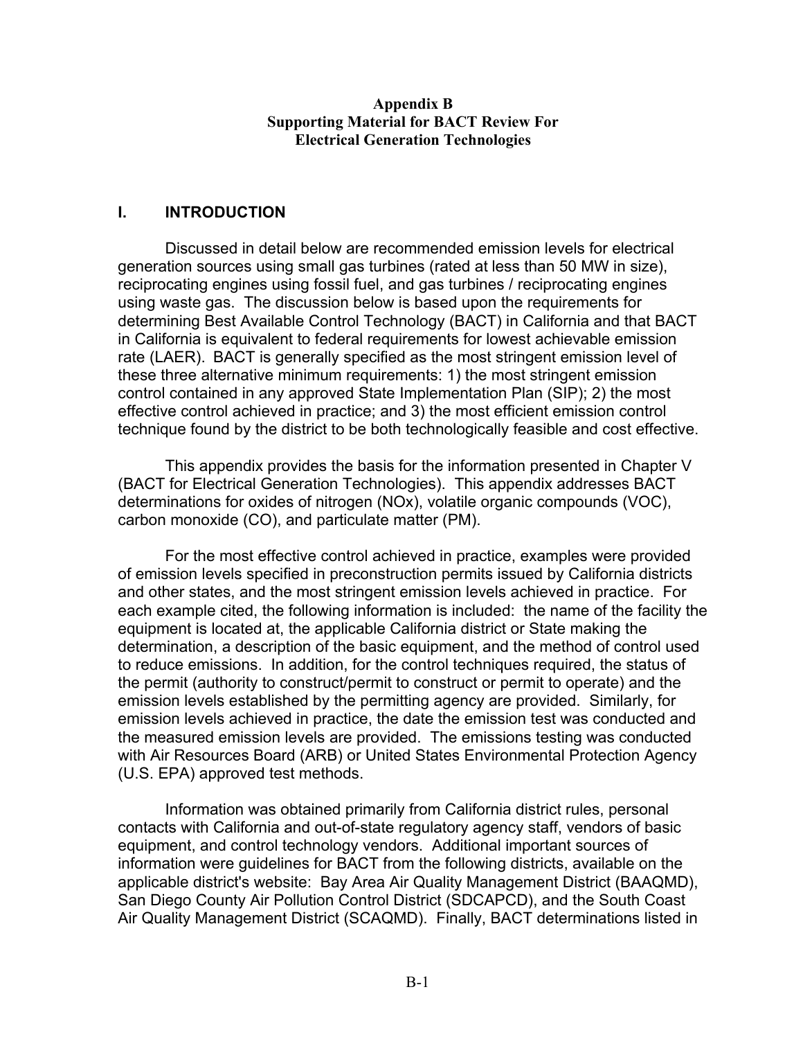**Appendix B**
**Supporting Material for BACT Review For**
**Electrical Generation Technologies**

## I. INTRODUCTION

Discussed in detail below are recommended emission levels for electrical generation sources using small gas turbines (rated at less than 50 MW in size), reciprocating engines using fossil fuel, and gas turbines / reciprocating engines using waste gas. The discussion below is based upon the requirements for determining Best Available Control Technology (BACT) in California and that BACT in California is equivalent to federal requirements for lowest achievable emission rate (LAER). BACT is generally specified as the most stringent emission level of these three alternative minimum requirements: 1) the most stringent emission control contained in any approved State Implementation Plan (SIP); 2) the most effective control achieved in practice; and 3) the most efficient emission control technique found by the district to be both technologically feasible and cost effective.

This appendix provides the basis for the information presented in Chapter V (BACT for Electrical Generation Technologies). This appendix addresses BACT determinations for oxides of nitrogen (NOx), volatile organic compounds (VOC), carbon monoxide (CO), and particulate matter (PM).

For the most effective control achieved in practice, examples were provided of emission levels specified in preconstruction permits issued by California districts and other states, and the most stringent emission levels achieved in practice. For each example cited, the following information is included: the name of the facility the equipment is located at, the applicable California district or State making the determination, a description of the basic equipment, and the method of control used to reduce emissions. In addition, for the control techniques required, the status of the permit (authority to construct/permit to construct or permit to operate) and the emission levels established by the permitting agency are provided. Similarly, for emission levels achieved in practice, the date the emission test was conducted and the measured emission levels are provided. The emissions testing was conducted with Air Resources Board (ARB) or United States Environmental Protection Agency (U.S. EPA) approved test methods.

Information was obtained primarily from California district rules, personal contacts with California and out-of-state regulatory agency staff, vendors of basic equipment, and control technology vendors. Additional important sources of information were guidelines for BACT from the following districts, available on the applicable district's website: Bay Area Air Quality Management District (BAAQMD), San Diego County Air Pollution Control District (SDCAPCD), and the South Coast Air Quality Management District (SCAQMD). Finally, BACT determinations listed in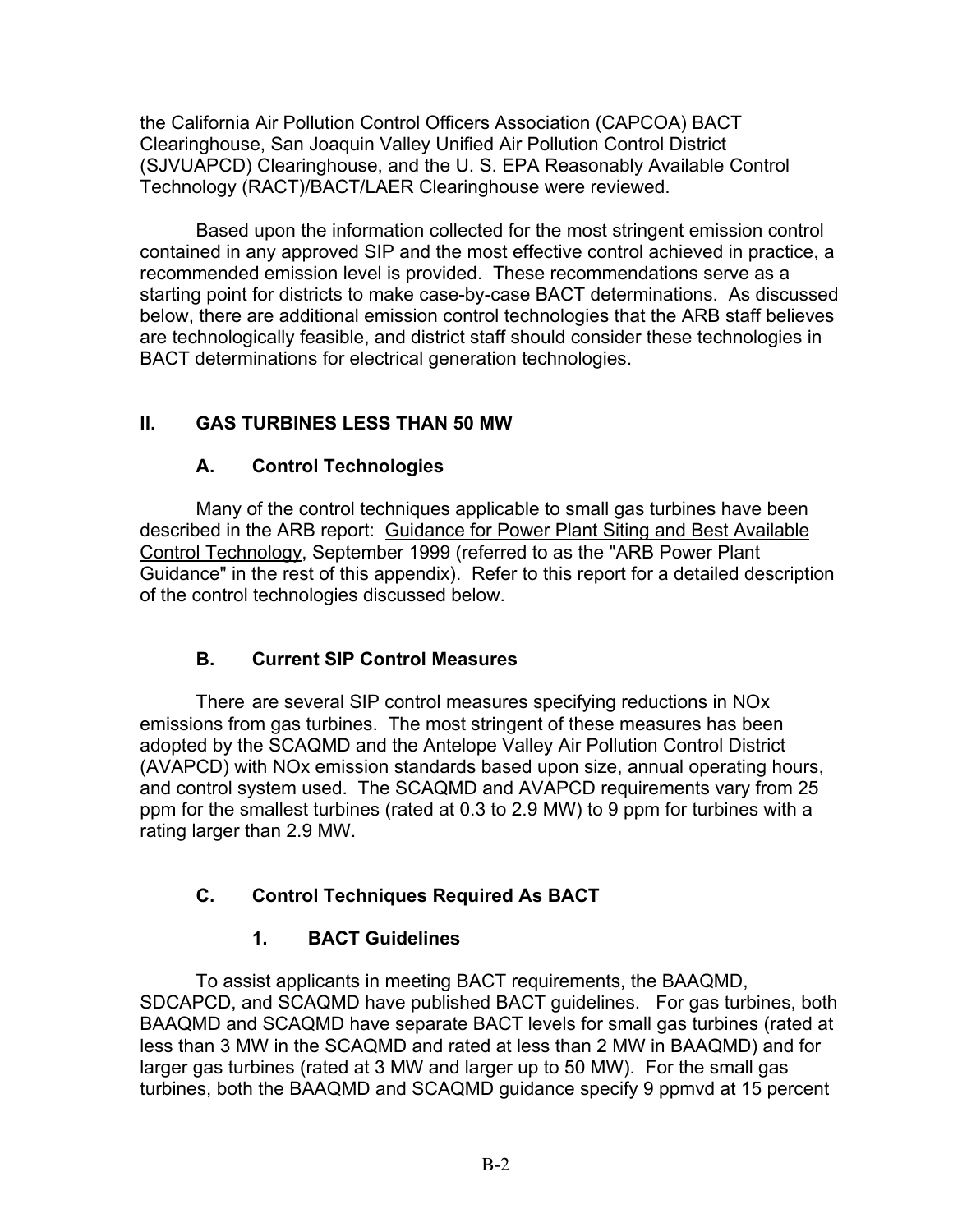the California Air Pollution Control Officers Association (CAPCOA) BACT Clearinghouse, San Joaquin Valley Unified Air Pollution Control District (SJVUAPCD) Clearinghouse, and the U. S. EPA Reasonably Available Control Technology (RACT)/BACT/LAER Clearinghouse were reviewed.

Based upon the information collected for the most stringent emission control contained in any approved SIP and the most effective control achieved in practice, a recommended emission level is provided. These recommendations serve as a starting point for districts to make case-by-case BACT determinations. As discussed below, there are additional emission control technologies that the ARB staff believes are technologically feasible, and district staff should consider these technologies in BACT determinations for electrical generation technologies.

## II. GAS TURBINES LESS THAN 50 MW

### A. Control Technologies

Many of the control techniques applicable to small gas turbines have been described in the ARB report: Guidance for Power Plant Siting and Best Available Control Technology, September 1999 (referred to as the "ARB Power Plant Guidance" in the rest of this appendix). Refer to this report for a detailed description of the control technologies discussed below.

### B. Current SIP Control Measures

There are several SIP control measures specifying reductions in NOx emissions from gas turbines. The most stringent of these measures has been adopted by the SCAQMD and the Antelope Valley Air Pollution Control District (AVAPCD) with NOx emission standards based upon size, annual operating hours, and control system used. The SCAQMD and AVAPCD requirements vary from 25 ppm for the smallest turbines (rated at 0.3 to 2.9 MW) to 9 ppm for turbines with a rating larger than 2.9 MW.

### C. Control Techniques Required As BACT

#### 1. BACT Guidelines

To assist applicants in meeting BACT requirements, the BAAQMD, SDCAPCD, and SCAQMD have published BACT guidelines. For gas turbines, both BAAQMD and SCAQMD have separate BACT levels for small gas turbines (rated at less than 3 MW in the SCAQMD and rated at less than 2 MW in BAAQMD) and for larger gas turbines (rated at 3 MW and larger up to 50 MW). For the small gas turbines, both the BAAQMD and SCAQMD guidance specify 9 ppmvd at 15 percent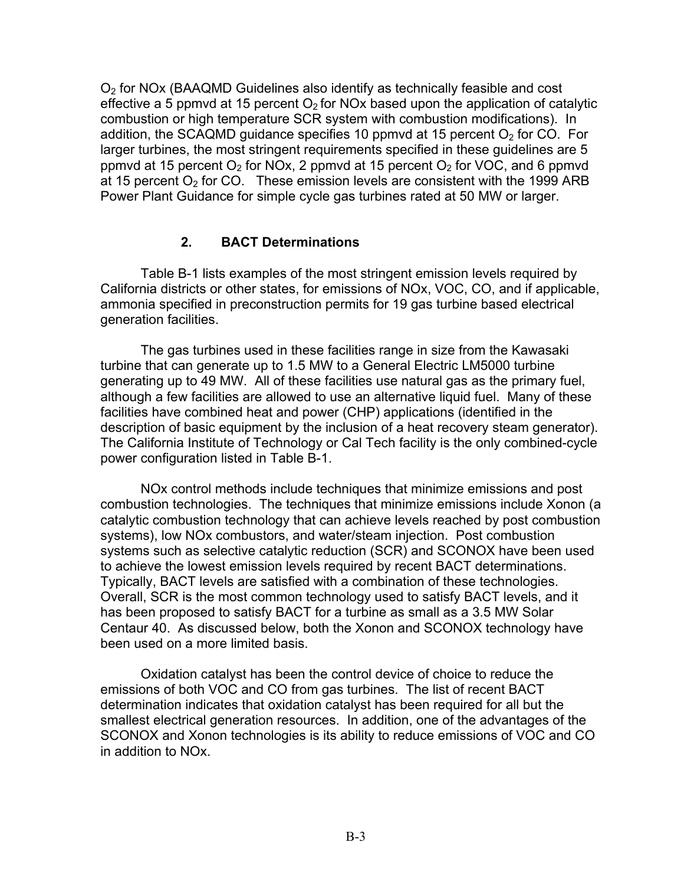$O_2$ for NOx (BAAQMD Guidelines also identify as technically feasible and cost effective a 5 ppmvd at 15 percent $O_2$ for NOx based upon the application of catalytic combustion or high temperature SCR system with combustion modifications). In addition, the SCAQMD guidance specifies 10 ppmvd at 15 percent $O_2$ for CO. For larger turbines, the most stringent requirements specified in these guidelines are 5 ppmvd at 15 percent $O_2$ for NOx, 2 ppmvd at 15 percent $O_2$ for VOC, and 6 ppmvd at 15 percent $O_2$ for CO. These emission levels are consistent with the 1999 ARB Power Plant Guidance for simple cycle gas turbines rated at 50 MW or larger.

### 2. BACT Determinations

Table B-1 lists examples of the most stringent emission levels required by California districts or other states, for emissions of NOx, VOC, CO, and if applicable, ammonia specified in preconstruction permits for 19 gas turbine based electrical generation facilities.

The gas turbines used in these facilities range in size from the Kawasaki turbine that can generate up to 1.5 MW to a General Electric LM5000 turbine generating up to 49 MW. All of these facilities use natural gas as the primary fuel, although a few facilities are allowed to use an alternative liquid fuel. Many of these facilities have combined heat and power (CHP) applications (identified in the description of basic equipment by the inclusion of a heat recovery steam generator). The California Institute of Technology or Cal Tech facility is the only combined-cycle power configuration listed in Table B-1.

NOx control methods include techniques that minimize emissions and post combustion technologies. The techniques that minimize emissions include Xonon (a catalytic combustion technology that can achieve levels reached by post combustion systems), low NOx combustors, and water/steam injection. Post combustion systems such as selective catalytic reduction (SCR) and SCONOX have been used to achieve the lowest emission levels required by recent BACT determinations. Typically, BACT levels are satisfied with a combination of these technologies. Overall, SCR is the most common technology used to satisfy BACT levels, and it has been proposed to satisfy BACT for a turbine as small as a 3.5 MW Solar Centaur 40. As discussed below, both the Xonon and SCONOX technology have been used on a more limited basis.

Oxidation catalyst has been the control device of choice to reduce the emissions of both VOC and CO from gas turbines. The list of recent BACT determination indicates that oxidation catalyst has been required for all but the smallest electrical generation resources. In addition, one of the advantages of the SCONOX and Xonon technologies is its ability to reduce emissions of VOC and CO in addition to NOx.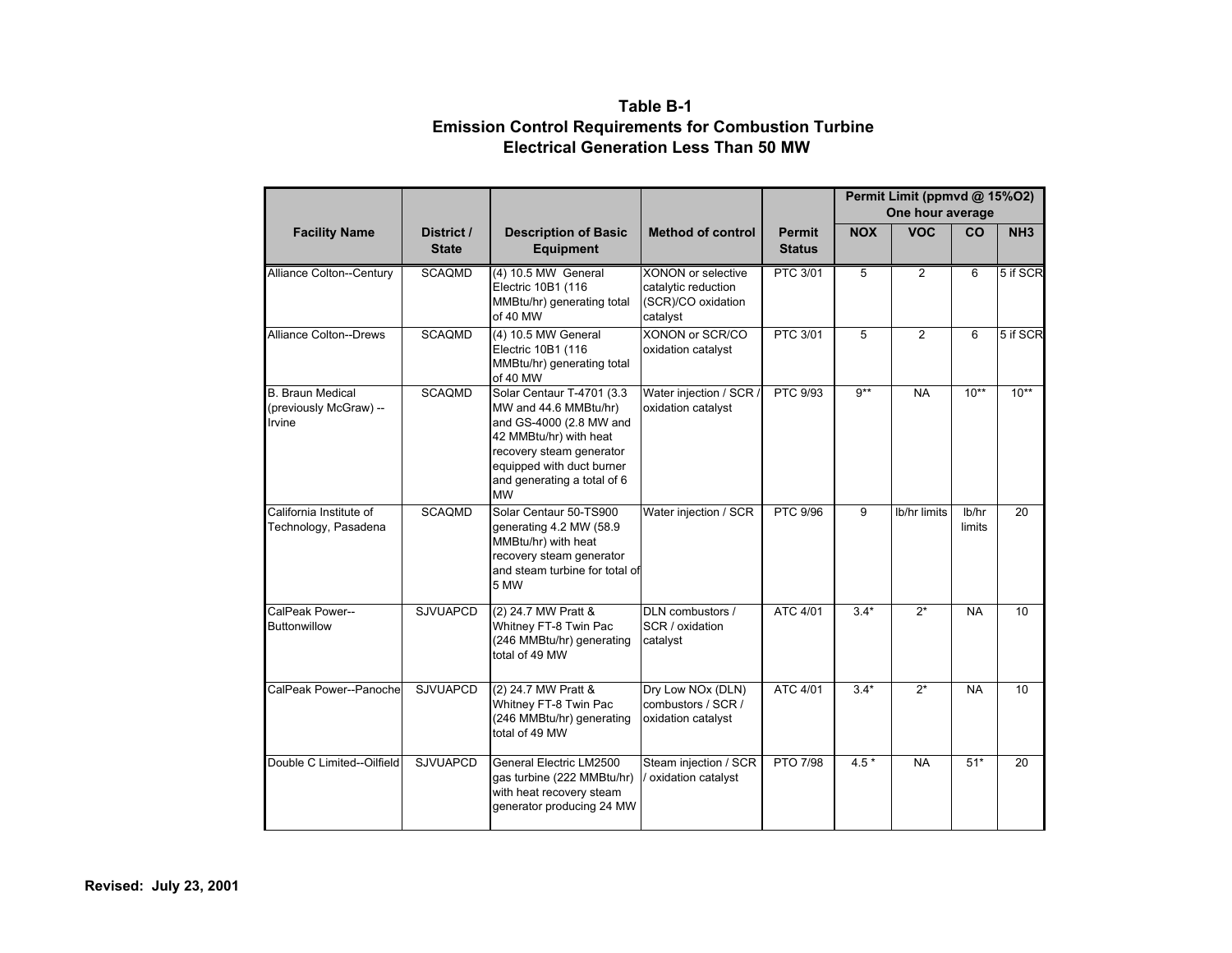# Table B-1
## Emission Control Requirements for Combustion Turbine Electrical Generation Less Than 50 MW

| Facility Name | District / State | Description of Basic Equipment | Method of control | Permit Status | Permit Limit (ppmvd @ 15%O2) One hour average | | | |
|---|---|---|---|---|---|---|---|---|
| | | | | | NOX | VOC | CO | NH3 |
| Alliance Colton--Century | SCAQMD | (4) 10.5 MW General Electric 10B1 (116 MMBtu/hr) generating total of 40 MW | XONON or selective catalytic reduction (SCR)/CO oxidation catalyst | PTC 3/01 | 5 | 2 | 6 | 5 if SCR |
| Alliance Colton--Drews | SCAQMD | (4) 10.5 MW General Electric 10B1 (116 MMBtu/hr) generating total of 40 MW | XONON or SCR/CO oxidation catalyst | PTC 3/01 | 5 | 2 | 6 | 5 if SCR |
| B. Braun Medical (previously McGraw) -- Irvine | SCAQMD | Solar Centaur T-4701 (3.3 MW and 44.6 MMBtu/hr) and GS-4000 (2.8 MW and 42 MMBtu/hr) with heat recovery steam generator equipped with duct burner and generating a total of 6 MW | Water injection / SCR / oxidation catalyst | PTC 9/93 | 9** | NA | 10** | 10** |
| California Institute of Technology, Pasadena | SCAQMD | Solar Centaur 50-TS900 generating 4.2 MW (58.9 MMBtu/hr) with heat recovery steam generator and steam turbine for total of 5 MW | Water injection / SCR | PTC 9/96 | 9 | lb/hr limits | lb/hr limits | 20 |
| CalPeak Power--Buttonwillow | SJVUAPCD | (2) 24.7 MW Pratt & Whitney FT-8 Twin Pac (246 MMBtu/hr) generating total of 49 MW | DLN combustors / SCR / oxidation catalyst | ATC 4/01 | 3.4* | 2* | NA | 10 |
| CalPeak Power--Panoche | SJVUAPCD | (2) 24.7 MW Pratt & Whitney FT-8 Twin Pac (246 MMBtu/hr) generating total of 49 MW | Dry Low NOx (DLN) combustors / SCR / oxidation catalyst | ATC 4/01 | 3.4* | 2* | NA | 10 |
| Double C Limited--Oilfield | SJVUAPCD | General Electric LM2500 gas turbine (222 MMBtu/hr) with heat recovery steam generator producing 24 MW | Steam injection / SCR / oxidation catalyst | PTO 7/98 | 4.5 * | NA | 51* | 20 |

**Revised: July 23, 2001**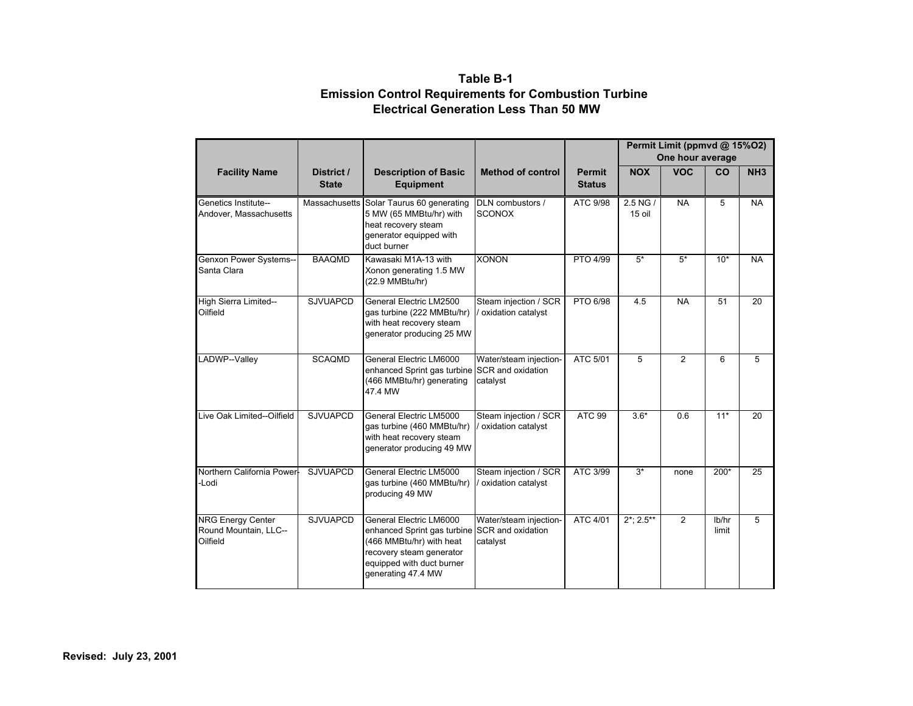# Table B-1
## Emission Control Requirements for Combustion Turbine Electrical Generation Less Than 50 MW

| Facility Name | District / State | Description of Basic Equipment | Method of control | Permit Status | Permit Limit (ppmvd @ 15%O2) One hour average | | | |
|---|---|---|---|---|---|---|---|---|
| | | | | | NOX | VOC | CO | NH3 |
| Genetics Institute--Andover, Massachusetts | Massachusetts | Solar Taurus 60 generating 5 MW (65 MMBtu/hr) with heat recovery steam generator equipped with duct burner | DLN combustors / SCONOX | ATC 9/98 | 2.5 NG / 15 oil | NA | 5 | NA |
| Genxon Power Systems--Santa Clara | BAAQMD | Kawasaki M1A-13 with Xonon generating 1.5 MW (22.9 MMBtu/hr) | XONON | PTO 4/99 | 5* | 5* | 10* | NA |
| High Sierra Limited--Oilfield | SJVUAPCD | General Electric LM2500 gas turbine (222 MMBtu/hr) with heat recovery steam generator producing 25 MW | Steam injection / SCR / oxidation catalyst | PTO 6/98 | 4.5 | NA | 51 | 20 |
| LADWP--Valley | SCAQMD | General Electric LM6000 enhanced Sprint gas turbine (466 MMBtu/hr) generating 47.4 MW | Water/steam injection-SCR and oxidation catalyst | ATC 5/01 | 5 | 2 | 6 | 5 |
| Live Oak Limited--Oilfield | SJVUAPCD | General Electric LM5000 gas turbine (460 MMBtu/hr) with heat recovery steam generator producing 49 MW | Steam injection / SCR / oxidation catalyst | ATC 99 | 3.6* | 0.6 | 11* | 20 |
| Northern California Power--Lodi | SJVUAPCD | General Electric LM5000 gas turbine (460 MMBtu/hr) producing 49 MW | Steam injection / SCR / oxidation catalyst | ATC 3/99 | 3* | none | 200* | 25 |
| NRG Energy Center Round Mountain, LLC--Oilfield | SJVUAPCD | General Electric LM6000 enhanced Sprint gas turbine (466 MMBtu/hr) with heat recovery steam generator equipped with duct burner generating 47.4 MW | Water/steam injection-SCR and oxidation catalyst | ATC 4/01 | 2*; 2.5** | 2 | lb/hr limit | 5 |

**Revised: July 23, 2001**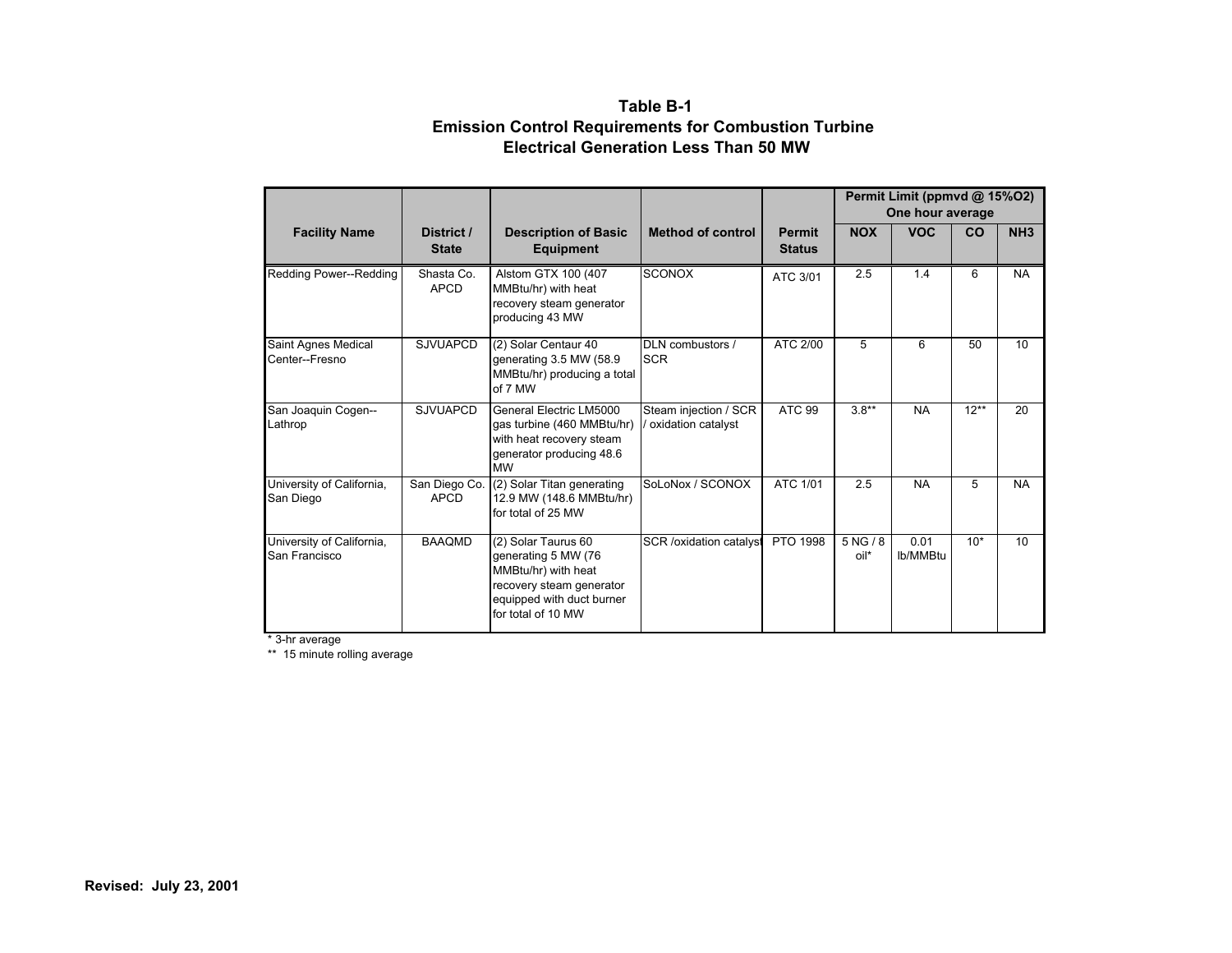# Table B-1
## Emission Control Requirements for Combustion Turbine Electrical Generation Less Than 50 MW

| Facility Name | District / State | Description of Basic Equipment | Method of control | Permit Status | Permit Limit (ppmvd @ 15%O2) One hour average | | | |
|---|---|---|---|---|---|---|---|---|
| | | | | | NOX | VOC | CO | NH3 |
| Redding Power--Redding | Shasta Co. APCD | Alstom GTX 100 (407 MMBtu/hr) with heat recovery steam generator producing 43 MW | SCONOX | ATC 3/01 | 2.5 | 1.4 | 6 | NA |
| Saint Agnes Medical Center--Fresno | SJVUAPCD | (2) Solar Centaur 40 generating 3.5 MW (58.9 MMBtu/hr) producing a total of 7 MW | DLN combustors / SCR | ATC 2/00 | 5 | 6 | 50 | 10 |
| San Joaquin Cogen--Lathrop | SJVUAPCD | General Electric LM5000 gas turbine (460 MMBtu/hr) with heat recovery steam generator producing 48.6 MW | Steam injection / SCR / oxidation catalyst | ATC 99 | 3.8** | NA | 12** | 20 |
| University of California, San Diego | San Diego Co. APCD | (2) Solar Titan generating 12.9 MW (148.6 MMBtu/hr) for total of 25 MW | SoLoNox / SCONOX | ATC 1/01 | 2.5 | NA | 5 | NA |
| University of California, San Francisco | BAAQMD | (2) Solar Taurus 60 generating 5 MW (76 MMBtu/hr) with heat recovery steam generator equipped with duct burner for total of 10 MW | SCR /oxidation catalyst | PTO 1998 | 5 NG / 8 oil* | 0.01 lb/MMBtu | 10* | 10 |

\* 3-hr average

\*\* 15 minute rolling average

**Revised: July 23, 2001**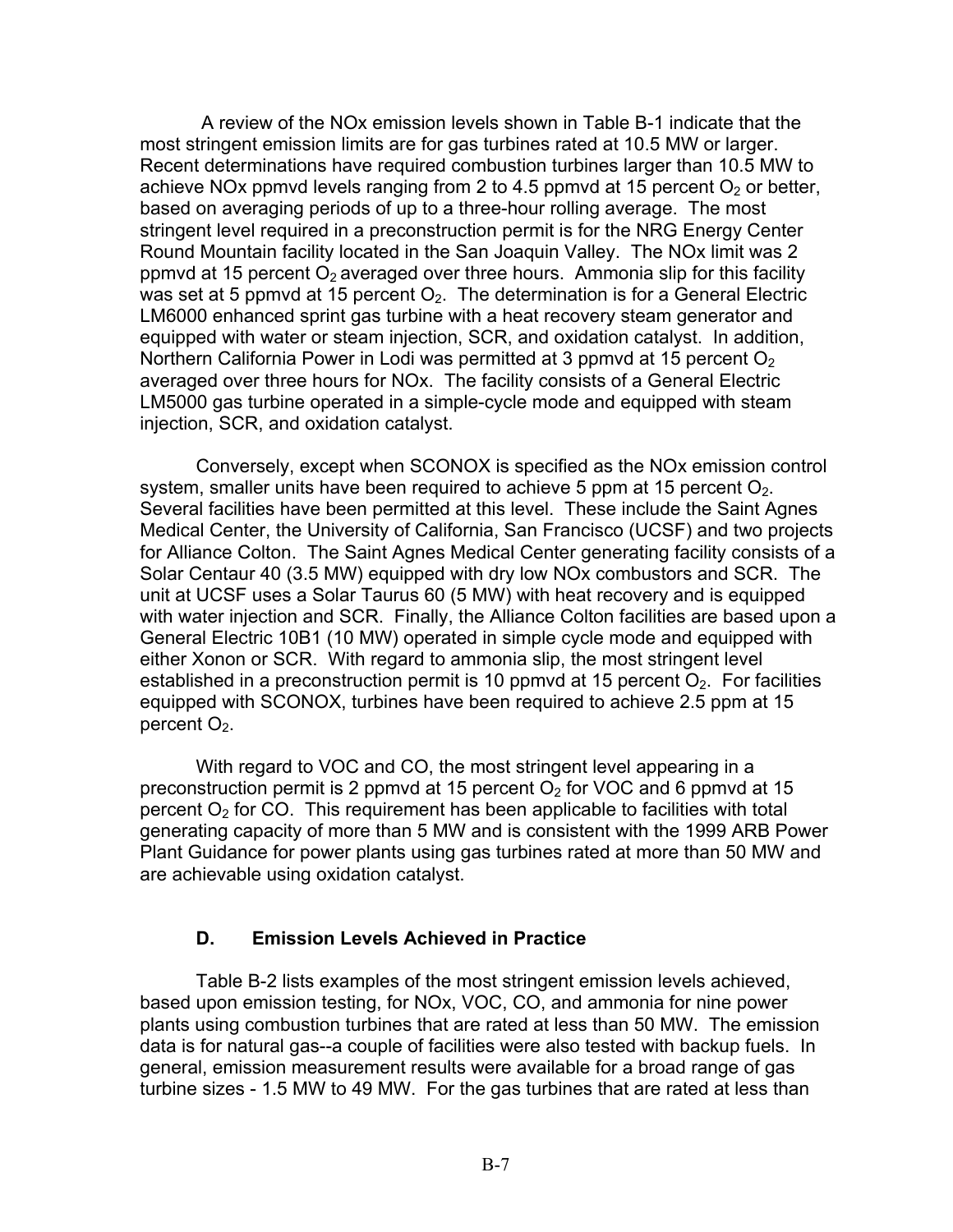A review of the NOx emission levels shown in Table B-1 indicate that the most stringent emission limits are for gas turbines rated at 10.5 MW or larger. Recent determinations have required combustion turbines larger than 10.5 MW to achieve NOx ppmvd levels ranging from 2 to 4.5 ppmvd at 15 percent $O_2$ or better, based on averaging periods of up to a three-hour rolling average. The most stringent level required in a preconstruction permit is for the NRG Energy Center Round Mountain facility located in the San Joaquin Valley. The NOx limit was 2 ppmvd at 15 percent $O_2$ averaged over three hours. Ammonia slip for this facility was set at 5 ppmvd at 15 percent $O_2$. The determination is for a General Electric LM6000 enhanced sprint gas turbine with a heat recovery steam generator and equipped with water or steam injection, SCR, and oxidation catalyst. In addition, Northern California Power in Lodi was permitted at 3 ppmvd at 15 percent $O_2$ averaged over three hours for NOx. The facility consists of a General Electric LM5000 gas turbine operated in a simple-cycle mode and equipped with steam injection, SCR, and oxidation catalyst.

Conversely, except when SCONOX is specified as the NOx emission control system, smaller units have been required to achieve 5 ppm at 15 percent $O_2$. Several facilities have been permitted at this level. These include the Saint Agnes Medical Center, the University of California, San Francisco (UCSF) and two projects for Alliance Colton. The Saint Agnes Medical Center generating facility consists of a Solar Centaur 40 (3.5 MW) equipped with dry low NOx combustors and SCR. The unit at UCSF uses a Solar Taurus 60 (5 MW) with heat recovery and is equipped with water injection and SCR. Finally, the Alliance Colton facilities are based upon a General Electric 10B1 (10 MW) operated in simple cycle mode and equipped with either Xonon or SCR. With regard to ammonia slip, the most stringent level established in a preconstruction permit is 10 ppmvd at 15 percent $O_2$. For facilities equipped with SCONOX, turbines have been required to achieve 2.5 ppm at 15 percent $O_2$.

With regard to VOC and CO, the most stringent level appearing in a preconstruction permit is 2 ppmvd at 15 percent $O_2$ for VOC and 6 ppmvd at 15 percent $O_2$ for CO. This requirement has been applicable to facilities with total generating capacity of more than 5 MW and is consistent with the 1999 ARB Power Plant Guidance for power plants using gas turbines rated at more than 50 MW and are achievable using oxidation catalyst.

## D. Emission Levels Achieved in Practice

Table B-2 lists examples of the most stringent emission levels achieved, based upon emission testing, for NOx, VOC, CO, and ammonia for nine power plants using combustion turbines that are rated at less than 50 MW. The emission data is for natural gas--a couple of facilities were also tested with backup fuels. In general, emission measurement results were available for a broad range of gas turbine sizes - 1.5 MW to 49 MW. For the gas turbines that are rated at less than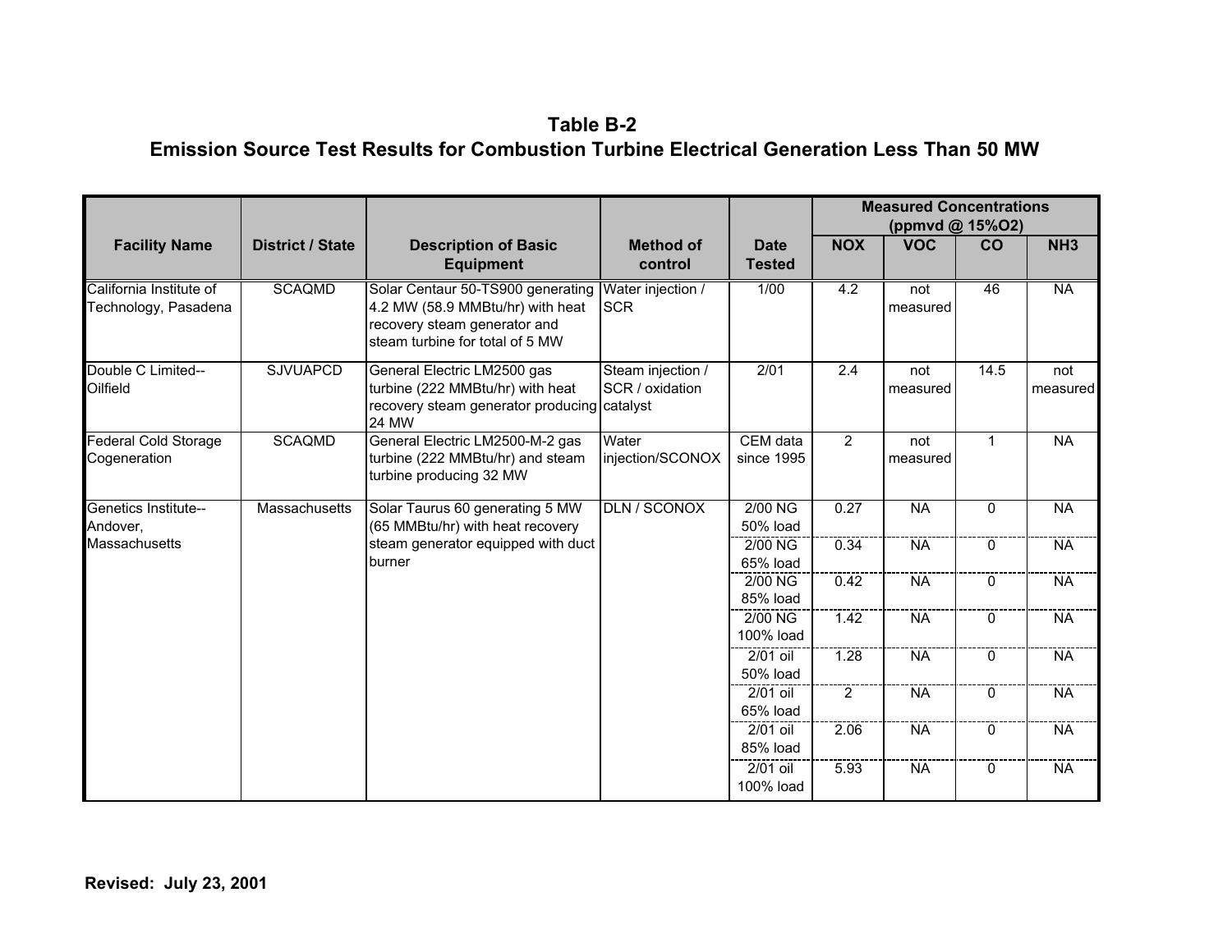# Table B-2

## Emission Source Test Results for Combustion Turbine Electrical Generation Less Than 50 MW

| Facility Name | District / State | Description of Basic Equipment | Method of control | Date Tested | Measured Concentrations (ppmvd @ 15%O2) | | | |
|---|---|---|---|---|---|---|---|---|
| | | | | | NOX | VOC | CO | NH3 |
| California Institute of Technology, Pasadena | SCAQMD | Solar Centaur 50-TS900 generating 4.2 MW (58.9 MMBtu/hr) with heat recovery steam generator and steam turbine for total of 5 MW | Water injection / SCR | 1/00 | 4.2 | not measured | 46 | NA |
| Double C Limited--Oilfield | SJVUAPCD | General Electric LM2500 gas turbine (222 MMBtu/hr) with heat recovery steam generator producing 24 MW | Steam injection / SCR / oxidation catalyst | 2/01 | 2.4 | not measured | 14.5 | not measured |
| Federal Cold Storage Cogeneration | SCAQMD | General Electric LM2500-M-2 gas turbine (222 MMBtu/hr) and steam turbine producing 32 MW | Water injection/SCONOX | CEM data since 1995 | 2 | not measured | 1 | NA |
| Genetics Institute--Andover, Massachusetts | Massachusetts | Solar Taurus 60 generating 5 MW (65 MMBtu/hr) with heat recovery steam generator equipped with duct burner | DLN / SCONOX | 2/00 NG 50% load | 0.27 | NA | 0 | NA |
| | | | | 2/00 NG 65% load | 0.34 | NA | 0 | NA |
| | | | | 2/00 NG 85% load | 0.42 | NA | 0 | NA |
| | | | | 2/00 NG 100% load | 1.42 | NA | 0 | NA |
| | | | | 2/01 oil 50% load | 1.28 | NA | 0 | NA |
| | | | | 2/01 oil 65% load | 2 | NA | 0 | NA |
| | | | | 2/01 oil 85% load | 2.06 | NA | 0 | NA |
| | | | | 2/01 oil 100% load | 5.93 | NA | 0 | NA |

**Revised: July 23, 2001**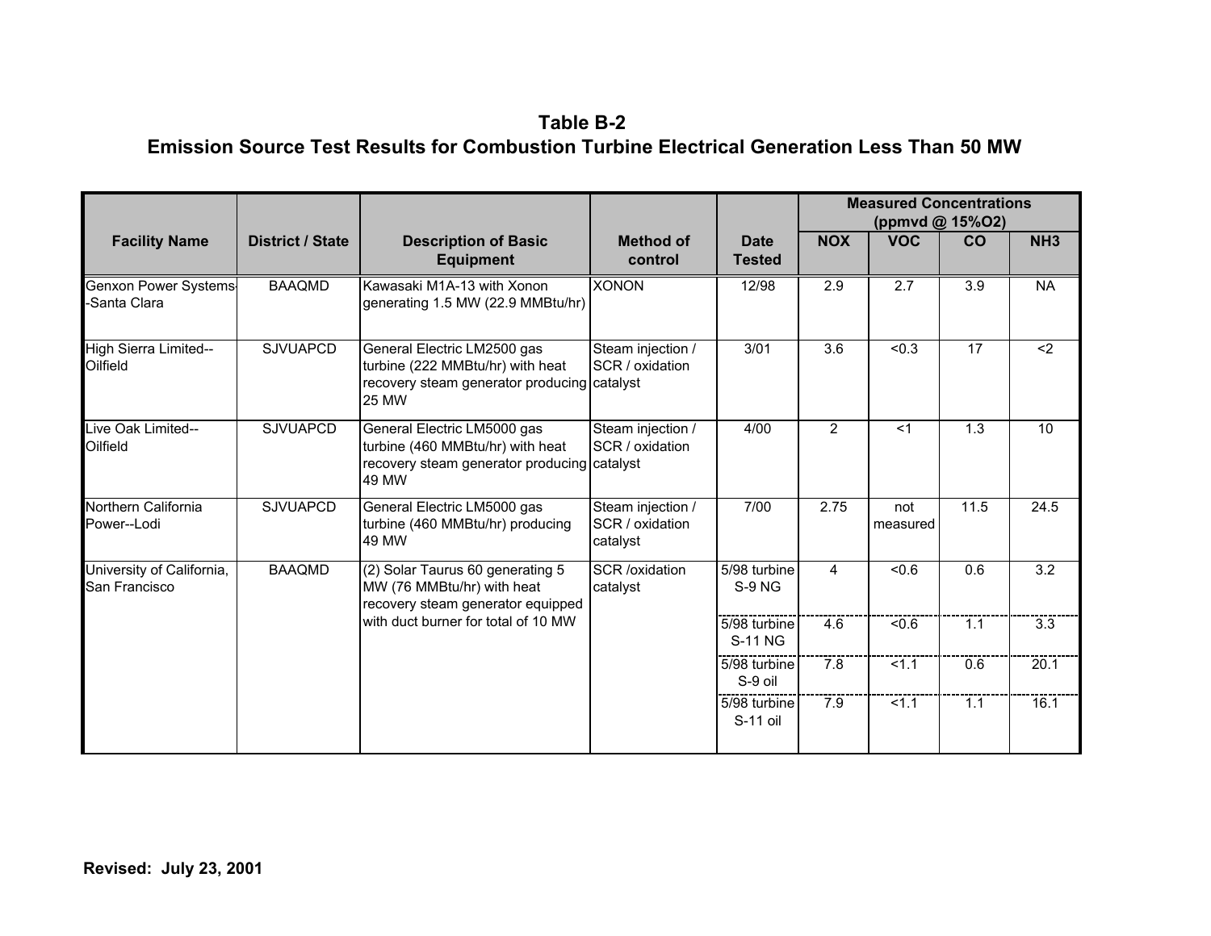## Table B-2

## Emission Source Test Results for Combustion Turbine Electrical Generation Less Than 50 MW

| Facility Name | District / State | Description of Basic Equipment | Method of control | Date Tested | Measured Concentrations (ppmvd @ 15%O2) | | | |
|---|---|---|---|---|---|---|---|---|
| | | | | | NOX | VOC | CO | NH3 |
| Genxon Power Systems--Santa Clara | BAAQMD | Kawasaki M1A-13 with Xonon generating 1.5 MW (22.9 MMBtu/hr) | XONON | 12/98 | 2.9 | 2.7 | 3.9 | NA |
| High Sierra Limited--Oilfield | SJVUAPCD | General Electric LM2500 gas turbine (222 MMBtu/hr) with heat recovery steam generator producing 25 MW | Steam injection / SCR / oxidation catalyst | 3/01 | 3.6 | <0.3 | 17 | <2 |
| Live Oak Limited--Oilfield | SJVUAPCD | General Electric LM5000 gas turbine (460 MMBtu/hr) with heat recovery steam generator producing 49 MW | Steam injection / SCR / oxidation catalyst | 4/00 | 2 | <1 | 1.3 | 10 |
| Northern California Power--Lodi | SJVUAPCD | General Electric LM5000 gas turbine (460 MMBtu/hr) producing 49 MW | Steam injection / SCR / oxidation catalyst | 7/00 | 2.75 | not measured | 11.5 | 24.5 |
| University of California, San Francisco | BAAQMD | (2) Solar Taurus 60 generating 5 MW (76 MMBtu/hr) with heat recovery steam generator equipped with duct burner for total of 10 MW | SCR /oxidation catalyst | 5/98 turbine S-9 NG | 4 | <0.6 | 0.6 | 3.2 |
| | | | | 5/98 turbine S-11 NG | 4.6 | <0.6 | 1.1 | 3.3 |
| | | | | 5/98 turbine S-9 oil | 7.8 | <1.1 | 0.6 | 20.1 |
| | | | | 5/98 turbine S-11 oil | 7.9 | <1.1 | 1.1 | 16.1 |

**Revised: July 23, 2001**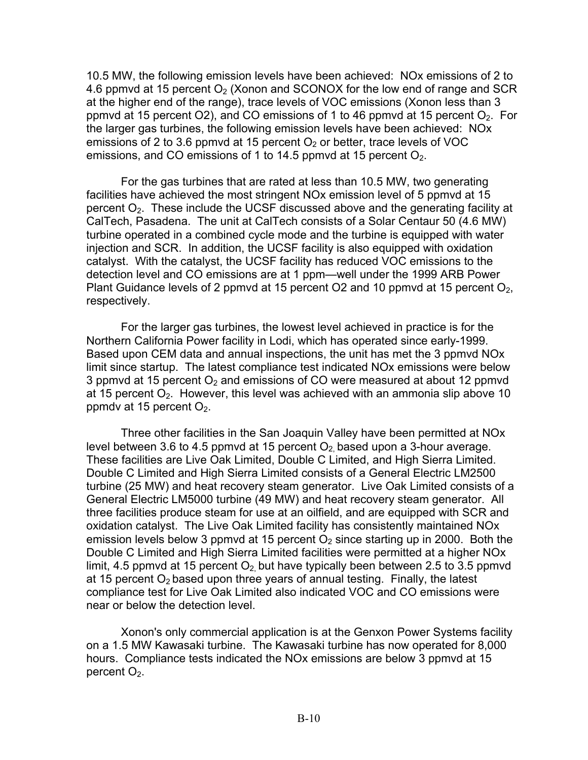10.5 MW, the following emission levels have been achieved: NOx emissions of 2 to 4.6 ppmvd at 15 percent $O_2$ (Xonon and SCONOX for the low end of range and SCR at the higher end of the range), trace levels of VOC emissions (Xonon less than 3 ppmvd at 15 percent O2), and CO emissions of 1 to 46 ppmvd at 15 percent $O_2$. For the larger gas turbines, the following emission levels have been achieved: NOx emissions of 2 to 3.6 ppmvd at 15 percent $O_2$ or better, trace levels of VOC emissions, and CO emissions of 1 to 14.5 ppmvd at 15 percent $O_2$.

For the gas turbines that are rated at less than 10.5 MW, two generating facilities have achieved the most stringent NOx emission level of 5 ppmvd at 15 percent $O_2$. These include the UCSF discussed above and the generating facility at CalTech, Pasadena. The unit at CalTech consists of a Solar Centaur 50 (4.6 MW) turbine operated in a combined cycle mode and the turbine is equipped with water injection and SCR. In addition, the UCSF facility is also equipped with oxidation catalyst. With the catalyst, the UCSF facility has reduced VOC emissions to the detection level and CO emissions are at 1 ppm—well under the 1999 ARB Power Plant Guidance levels of 2 ppmvd at 15 percent O2 and 10 ppmvd at 15 percent $O_2$, respectively.

For the larger gas turbines, the lowest level achieved in practice is for the Northern California Power facility in Lodi, which has operated since early-1999. Based upon CEM data and annual inspections, the unit has met the 3 ppmvd NOx limit since startup. The latest compliance test indicated NOx emissions were below 3 ppmvd at 15 percent $O_2$ and emissions of CO were measured at about 12 ppmvd at 15 percent $O_2$. However, this level was achieved with an ammonia slip above 10 ppmdv at 15 percent $O_2$.

Three other facilities in the San Joaquin Valley have been permitted at NOx level between 3.6 to 4.5 ppmvd at 15 percent $O_2$, based upon a 3-hour average. These facilities are Live Oak Limited, Double C Limited, and High Sierra Limited. Double C Limited and High Sierra Limited consists of a General Electric LM2500 turbine (25 MW) and heat recovery steam generator. Live Oak Limited consists of a General Electric LM5000 turbine (49 MW) and heat recovery steam generator. All three facilities produce steam for use at an oilfield, and are equipped with SCR and oxidation catalyst. The Live Oak Limited facility has consistently maintained NOx emission levels below 3 ppmvd at 15 percent $O_2$ since starting up in 2000. Both the Double C Limited and High Sierra Limited facilities were permitted at a higher NOx limit, 4.5 ppmvd at 15 percent $O_2$, but have typically been between 2.5 to 3.5 ppmvd at 15 percent $O_2$ based upon three years of annual testing. Finally, the latest compliance test for Live Oak Limited also indicated VOC and CO emissions were near or below the detection level.

Xonon's only commercial application is at the Genxon Power Systems facility on a 1.5 MW Kawasaki turbine. The Kawasaki turbine has now operated for 8,000 hours. Compliance tests indicated the NOx emissions are below 3 ppmvd at 15 percent $O_2$.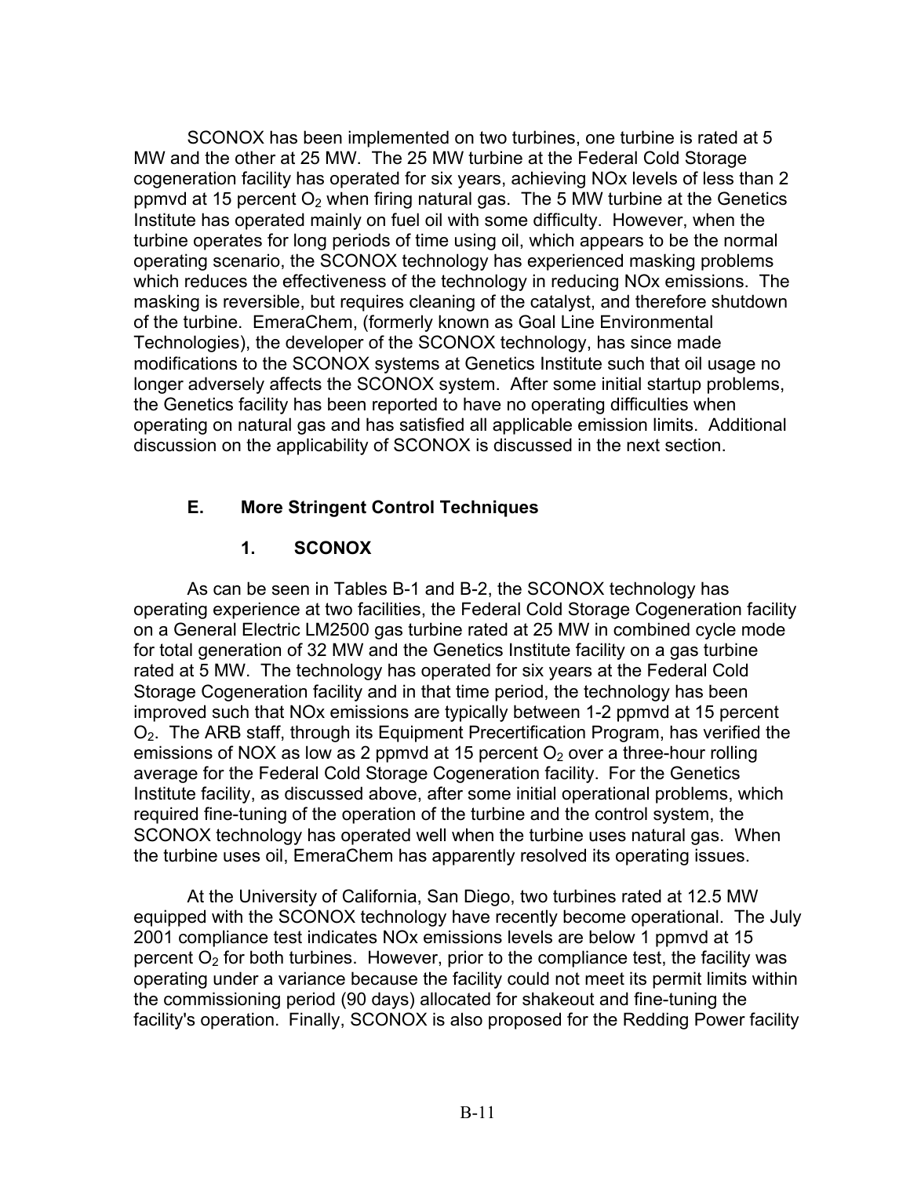SCONOX has been implemented on two turbines, one turbine is rated at 5 MW and the other at 25 MW. The 25 MW turbine at the Federal Cold Storage cogeneration facility has operated for six years, achieving NOx levels of less than 2 ppmvd at 15 percent $O_2$ when firing natural gas. The 5 MW turbine at the Genetics Institute has operated mainly on fuel oil with some difficulty. However, when the turbine operates for long periods of time using oil, which appears to be the normal operating scenario, the SCONOX technology has experienced masking problems which reduces the effectiveness of the technology in reducing NOx emissions. The masking is reversible, but requires cleaning of the catalyst, and therefore shutdown of the turbine. EmeraChem, (formerly known as Goal Line Environmental Technologies), the developer of the SCONOX technology, has since made modifications to the SCONOX systems at Genetics Institute such that oil usage no longer adversely affects the SCONOX system. After some initial startup problems, the Genetics facility has been reported to have no operating difficulties when operating on natural gas and has satisfied all applicable emission limits. Additional discussion on the applicability of SCONOX is discussed in the next section.

## E. More Stringent Control Techniques

### 1. SCONOX

As can be seen in Tables B-1 and B-2, the SCONOX technology has operating experience at two facilities, the Federal Cold Storage Cogeneration facility on a General Electric LM2500 gas turbine rated at 25 MW in combined cycle mode for total generation of 32 MW and the Genetics Institute facility on a gas turbine rated at 5 MW. The technology has operated for six years at the Federal Cold Storage Cogeneration facility and in that time period, the technology has been improved such that NOx emissions are typically between 1-2 ppmvd at 15 percent $O_2$. The ARB staff, through its Equipment Precertification Program, has verified the emissions of NOX as low as 2 ppmvd at 15 percent $O_2$ over a three-hour rolling average for the Federal Cold Storage Cogeneration facility. For the Genetics Institute facility, as discussed above, after some initial operational problems, which required fine-tuning of the operation of the turbine and the control system, the SCONOX technology has operated well when the turbine uses natural gas. When the turbine uses oil, EmeraChem has apparently resolved its operating issues.

At the University of California, San Diego, two turbines rated at 12.5 MW equipped with the SCONOX technology have recently become operational. The July 2001 compliance test indicates NOx emissions levels are below 1 ppmvd at 15 percent $O_2$ for both turbines. However, prior to the compliance test, the facility was operating under a variance because the facility could not meet its permit limits within the commissioning period (90 days) allocated for shakeout and fine-tuning the facility's operation. Finally, SCONOX is also proposed for the Redding Power facility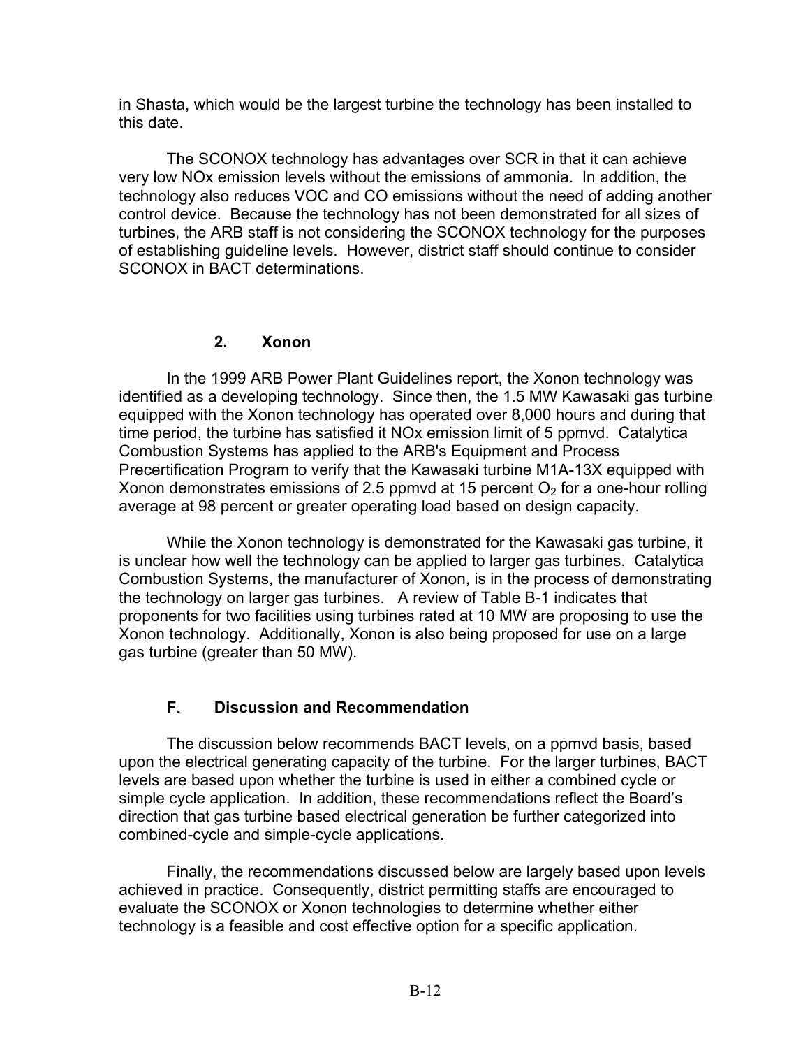in Shasta, which would be the largest turbine the technology has been installed to this date.

The SCONOX technology has advantages over SCR in that it can achieve very low NOx emission levels without the emissions of ammonia. In addition, the technology also reduces VOC and CO emissions without the need of adding another control device. Because the technology has not been demonstrated for all sizes of turbines, the ARB staff is not considering the SCONOX technology for the purposes of establishing guideline levels. However, district staff should continue to consider SCONOX in BACT determinations.

### 2. Xonon

In the 1999 ARB Power Plant Guidelines report, the Xonon technology was identified as a developing technology. Since then, the 1.5 MW Kawasaki gas turbine equipped with the Xonon technology has operated over 8,000 hours and during that time period, the turbine has satisfied it NOx emission limit of 5 ppmvd. Catalytica Combustion Systems has applied to the ARB's Equipment and Process Precertification Program to verify that the Kawasaki turbine M1A-13X equipped with Xonon demonstrates emissions of 2.5 ppmvd at 15 percent $O_2$ for a one-hour rolling average at 98 percent or greater operating load based on design capacity.

While the Xonon technology is demonstrated for the Kawasaki gas turbine, it is unclear how well the technology can be applied to larger gas turbines. Catalytica Combustion Systems, the manufacturer of Xonon, is in the process of demonstrating the technology on larger gas turbines. A review of Table B-1 indicates that proponents for two facilities using turbines rated at 10 MW are proposing to use the Xonon technology. Additionally, Xonon is also being proposed for use on a large gas turbine (greater than 50 MW).

## F. Discussion and Recommendation

The discussion below recommends BACT levels, on a ppmvd basis, based upon the electrical generating capacity of the turbine. For the larger turbines, BACT levels are based upon whether the turbine is used in either a combined cycle or simple cycle application. In addition, these recommendations reflect the Board's direction that gas turbine based electrical generation be further categorized into combined-cycle and simple-cycle applications.

Finally, the recommendations discussed below are largely based upon levels achieved in practice. Consequently, district permitting staffs are encouraged to evaluate the SCONOX or Xonon technologies to determine whether either technology is a feasible and cost effective option for a specific application.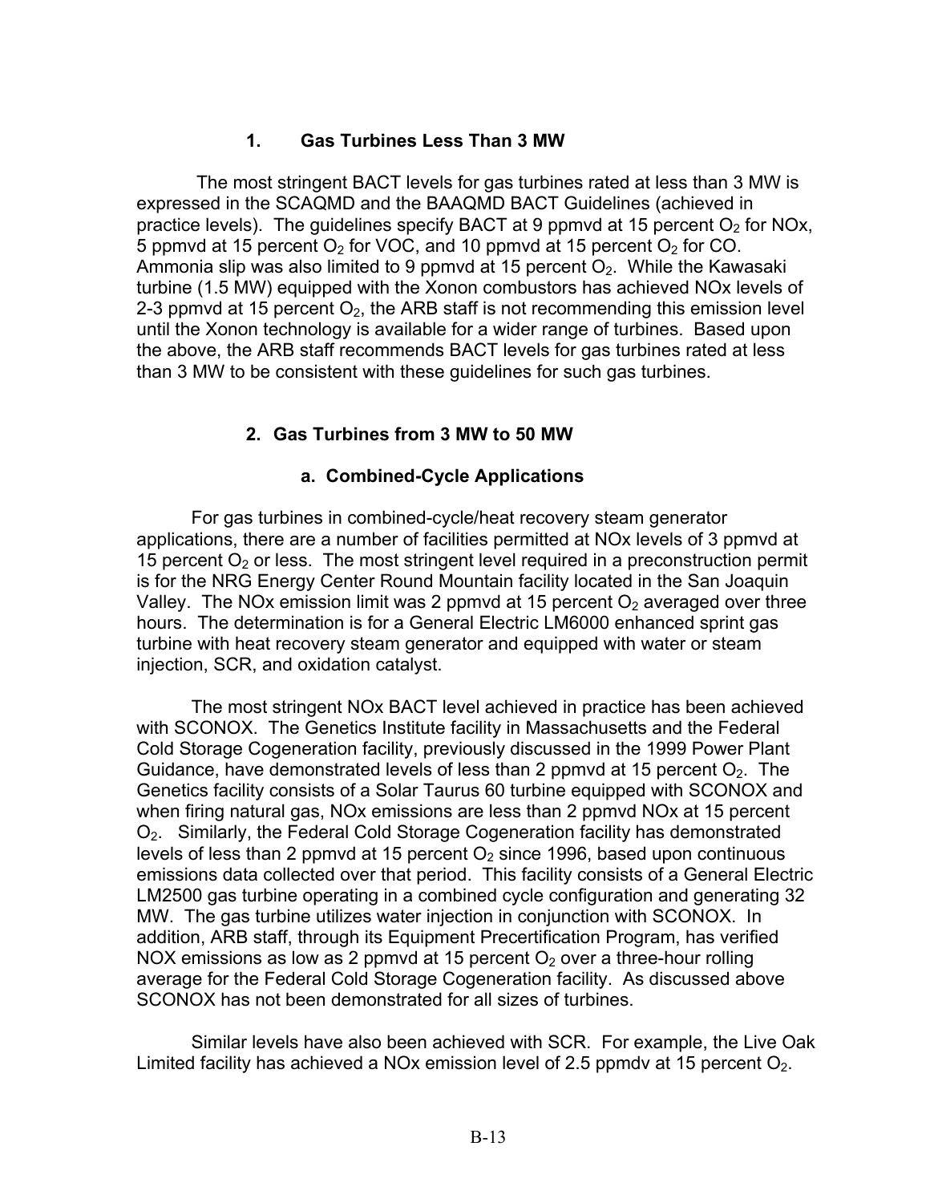### 1. Gas Turbines Less Than 3 MW

The most stringent BACT levels for gas turbines rated at less than 3 MW is expressed in the SCAQMD and the BAAQMD BACT Guidelines (achieved in practice levels). The guidelines specify BACT at 9 ppmvd at 15 percent $O_2$ for NOx, 5 ppmvd at 15 percent $O_2$ for VOC, and 10 ppmvd at 15 percent $O_2$ for CO. Ammonia slip was also limited to 9 ppmvd at 15 percent $O_2$. While the Kawasaki turbine (1.5 MW) equipped with the Xonon combustors has achieved NOx levels of 2-3 ppmvd at 15 percent $O_2$, the ARB staff is not recommending this emission level until the Xonon technology is available for a wider range of turbines. Based upon the above, the ARB staff recommends BACT levels for gas turbines rated at less than 3 MW to be consistent with these guidelines for such gas turbines.

### 2. Gas Turbines from 3 MW to 50 MW

#### a. Combined-Cycle Applications

For gas turbines in combined-cycle/heat recovery steam generator applications, there are a number of facilities permitted at NOx levels of 3 ppmvd at 15 percent $O_2$ or less. The most stringent level required in a preconstruction permit is for the NRG Energy Center Round Mountain facility located in the San Joaquin Valley. The NOx emission limit was 2 ppmvd at 15 percent $O_2$ averaged over three hours. The determination is for a General Electric LM6000 enhanced sprint gas turbine with heat recovery steam generator and equipped with water or steam injection, SCR, and oxidation catalyst.

The most stringent NOx BACT level achieved in practice has been achieved with SCONOX. The Genetics Institute facility in Massachusetts and the Federal Cold Storage Cogeneration facility, previously discussed in the 1999 Power Plant Guidance, have demonstrated levels of less than 2 ppmvd at 15 percent $O_2$. The Genetics facility consists of a Solar Taurus 60 turbine equipped with SCONOX and when firing natural gas, NOx emissions are less than 2 ppmvd NOx at 15 percent $O_2$. Similarly, the Federal Cold Storage Cogeneration facility has demonstrated levels of less than 2 ppmvd at 15 percent $O_2$ since 1996, based upon continuous emissions data collected over that period. This facility consists of a General Electric LM2500 gas turbine operating in a combined cycle configuration and generating 32 MW. The gas turbine utilizes water injection in conjunction with SCONOX. In addition, ARB staff, through its Equipment Precertification Program, has verified NOX emissions as low as 2 ppmvd at 15 percent $O_2$ over a three-hour rolling average for the Federal Cold Storage Cogeneration facility. As discussed above SCONOX has not been demonstrated for all sizes of turbines.

Similar levels have also been achieved with SCR. For example, the Live Oak Limited facility has achieved a NOx emission level of 2.5 ppmdv at 15 percent $O_2$.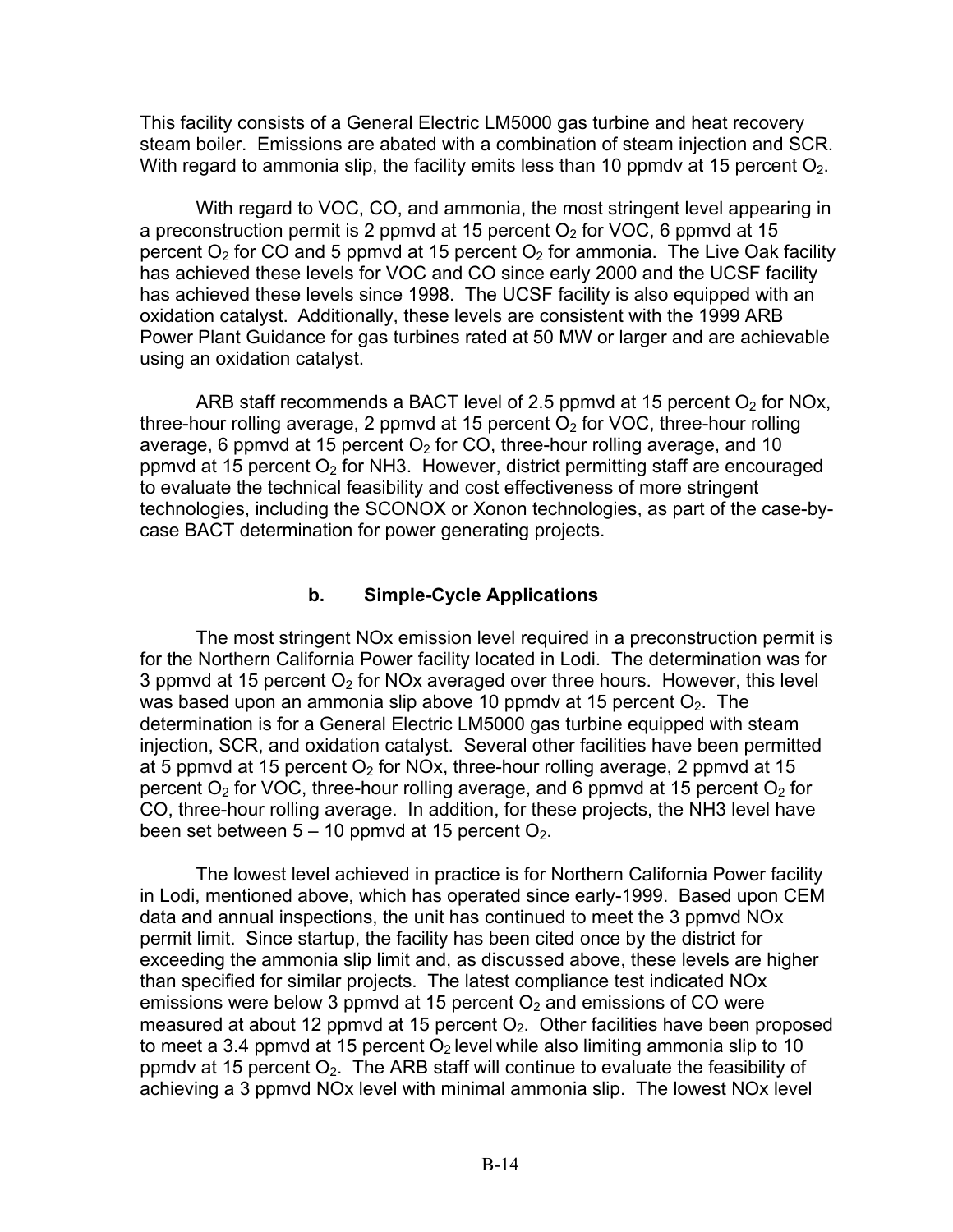This facility consists of a General Electric LM5000 gas turbine and heat recovery steam boiler. Emissions are abated with a combination of steam injection and SCR. With regard to ammonia slip, the facility emits less than 10 ppmdv at 15 percent $O_2$.

With regard to VOC, CO, and ammonia, the most stringent level appearing in a preconstruction permit is 2 ppmvd at 15 percent $O_2$ for VOC, 6 ppmvd at 15 percent $O_2$ for CO and 5 ppmvd at 15 percent $O_2$ for ammonia. The Live Oak facility has achieved these levels for VOC and CO since early 2000 and the UCSF facility has achieved these levels since 1998. The UCSF facility is also equipped with an oxidation catalyst. Additionally, these levels are consistent with the 1999 ARB Power Plant Guidance for gas turbines rated at 50 MW or larger and are achievable using an oxidation catalyst.

ARB staff recommends a BACT level of 2.5 ppmvd at 15 percent $O_2$ for NOx, three-hour rolling average, 2 ppmvd at 15 percent $O_2$ for VOC, three-hour rolling average, 6 ppmvd at 15 percent $O_2$ for CO, three-hour rolling average, and 10 ppmvd at 15 percent $O_2$ for NH3. However, district permitting staff are encouraged to evaluate the technical feasibility and cost effectiveness of more stringent technologies, including the SCONOX or Xonon technologies, as part of the case-by-case BACT determination for power generating projects.

### b. Simple-Cycle Applications

The most stringent NOx emission level required in a preconstruction permit is for the Northern California Power facility located in Lodi. The determination was for 3 ppmvd at 15 percent $O_2$ for NOx averaged over three hours. However, this level was based upon an ammonia slip above 10 ppmdv at 15 percent $O_2$. The determination is for a General Electric LM5000 gas turbine equipped with steam injection, SCR, and oxidation catalyst. Several other facilities have been permitted at 5 ppmvd at 15 percent $O_2$ for NOx, three-hour rolling average, 2 ppmvd at 15 percent $O_2$ for VOC, three-hour rolling average, and 6 ppmvd at 15 percent $O_2$ for CO, three-hour rolling average. In addition, for these projects, the NH3 level have been set between 5 – 10 ppmvd at 15 percent $O_2$.

The lowest level achieved in practice is for Northern California Power facility in Lodi, mentioned above, which has operated since early-1999. Based upon CEM data and annual inspections, the unit has continued to meet the 3 ppmvd NOx permit limit. Since startup, the facility has been cited once by the district for exceeding the ammonia slip limit and, as discussed above, these levels are higher than specified for similar projects. The latest compliance test indicated NOx emissions were below 3 ppmvd at 15 percent $O_2$ and emissions of CO were measured at about 12 ppmvd at 15 percent $O_2$. Other facilities have been proposed to meet a 3.4 ppmvd at 15 percent $O_2$ level while also limiting ammonia slip to 10 ppmdv at 15 percent $O_2$. The ARB staff will continue to evaluate the feasibility of achieving a 3 ppmvd NOx level with minimal ammonia slip. The lowest NOx level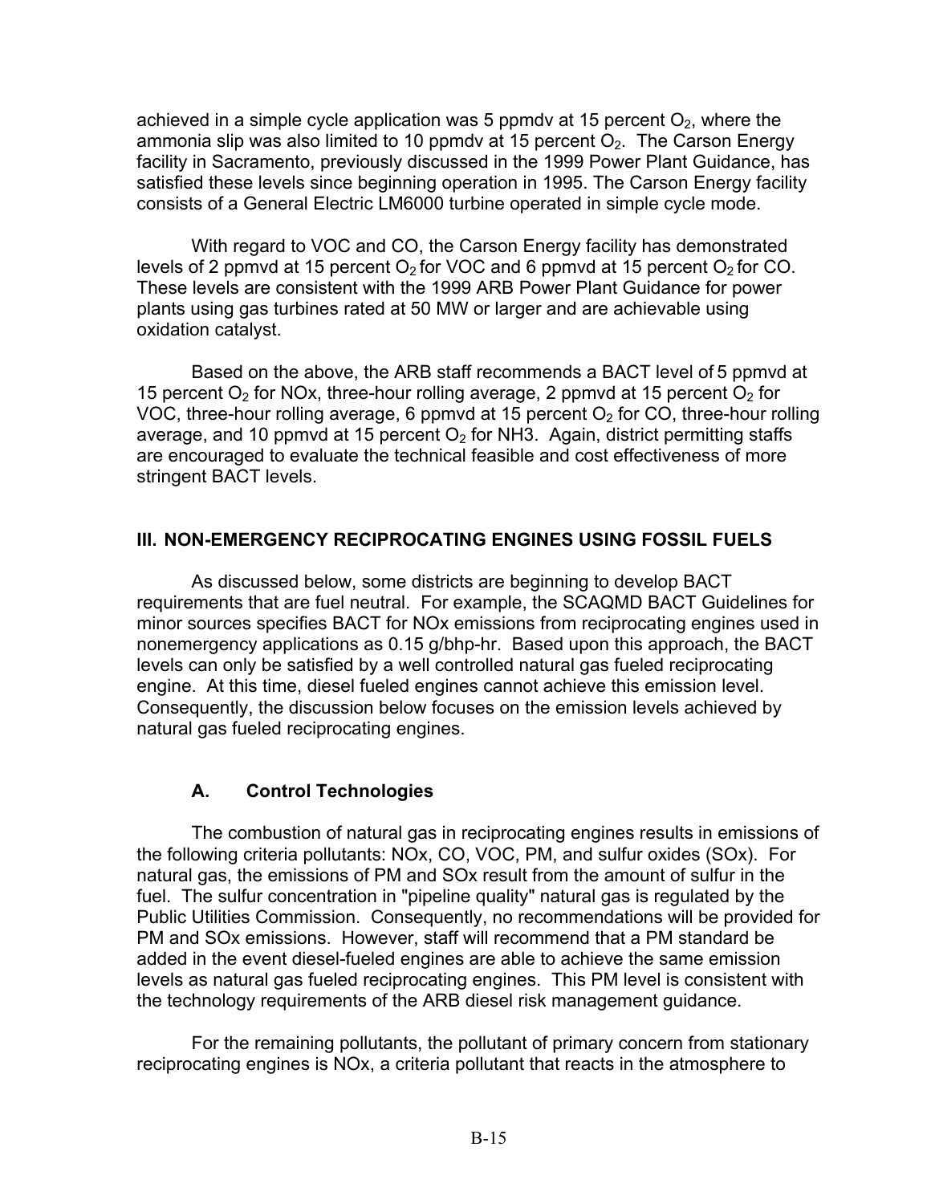achieved in a simple cycle application was 5 ppmdv at 15 percent $O_2$, where the ammonia slip was also limited to 10 ppmdv at 15 percent $O_2$. The Carson Energy facility in Sacramento, previously discussed in the 1999 Power Plant Guidance, has satisfied these levels since beginning operation in 1995. The Carson Energy facility consists of a General Electric LM6000 turbine operated in simple cycle mode.

With regard to VOC and CO, the Carson Energy facility has demonstrated levels of 2 ppmvd at 15 percent $O_2$ for VOC and 6 ppmvd at 15 percent $O_2$ for CO. These levels are consistent with the 1999 ARB Power Plant Guidance for power plants using gas turbines rated at 50 MW or larger and are achievable using oxidation catalyst.

Based on the above, the ARB staff recommends a BACT level of 5 ppmvd at 15 percent $O_2$ for NOx, three-hour rolling average, 2 ppmvd at 15 percent $O_2$ for VOC, three-hour rolling average, 6 ppmvd at 15 percent $O_2$ for CO, three-hour rolling average, and 10 ppmvd at 15 percent $O_2$ for NH3. Again, district permitting staffs are encouraged to evaluate the technical feasible and cost effectiveness of more stringent BACT levels.

## III. NON-EMERGENCY RECIPROCATING ENGINES USING FOSSIL FUELS

As discussed below, some districts are beginning to develop BACT requirements that are fuel neutral. For example, the SCAQMD BACT Guidelines for minor sources specifies BACT for NOx emissions from reciprocating engines used in nonemergency applications as 0.15 g/bhp-hr. Based upon this approach, the BACT levels can only be satisfied by a well controlled natural gas fueled reciprocating engine. At this time, diesel fueled engines cannot achieve this emission level. Consequently, the discussion below focuses on the emission levels achieved by natural gas fueled reciprocating engines.

### A. Control Technologies

The combustion of natural gas in reciprocating engines results in emissions of the following criteria pollutants: NOx, CO, VOC, PM, and sulfur oxides (SOx). For natural gas, the emissions of PM and SOx result from the amount of sulfur in the fuel. The sulfur concentration in "pipeline quality" natural gas is regulated by the Public Utilities Commission. Consequently, no recommendations will be provided for PM and SOx emissions. However, staff will recommend that a PM standard be added in the event diesel-fueled engines are able to achieve the same emission levels as natural gas fueled reciprocating engines. This PM level is consistent with the technology requirements of the ARB diesel risk management guidance.

For the remaining pollutants, the pollutant of primary concern from stationary reciprocating engines is NOx, a criteria pollutant that reacts in the atmosphere to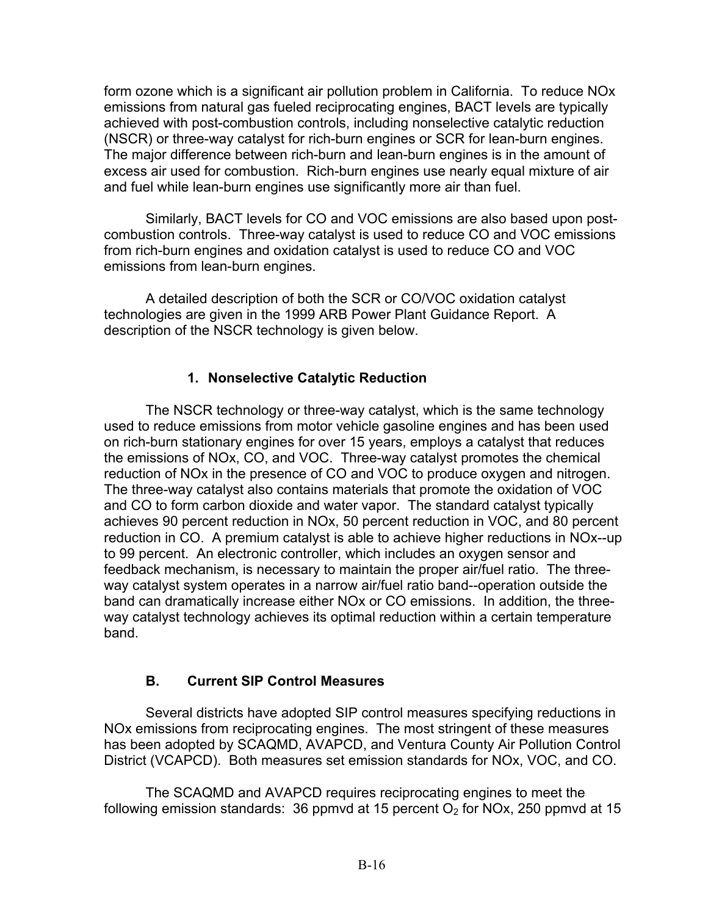form ozone which is a significant air pollution problem in California. To reduce NOx emissions from natural gas fueled reciprocating engines, BACT levels are typically achieved with post-combustion controls, including nonselective catalytic reduction (NSCR) or three-way catalyst for rich-burn engines or SCR for lean-burn engines. The major difference between rich-burn and lean-burn engines is in the amount of excess air used for combustion. Rich-burn engines use nearly equal mixture of air and fuel while lean-burn engines use significantly more air than fuel.

Similarly, BACT levels for CO and VOC emissions are also based upon post-combustion controls. Three-way catalyst is used to reduce CO and VOC emissions from rich-burn engines and oxidation catalyst is used to reduce CO and VOC emissions from lean-burn engines.

A detailed description of both the SCR or CO/VOC oxidation catalyst technologies are given in the 1999 ARB Power Plant Guidance Report. A description of the NSCR technology is given below.

### 1. Nonselective Catalytic Reduction

The NSCR technology or three-way catalyst, which is the same technology used to reduce emissions from motor vehicle gasoline engines and has been used on rich-burn stationary engines for over 15 years, employs a catalyst that reduces the emissions of NOx, CO, and VOC. Three-way catalyst promotes the chemical reduction of NOx in the presence of CO and VOC to produce oxygen and nitrogen. The three-way catalyst also contains materials that promote the oxidation of VOC and CO to form carbon dioxide and water vapor. The standard catalyst typically achieves 90 percent reduction in NOx, 50 percent reduction in VOC, and 80 percent reduction in CO. A premium catalyst is able to achieve higher reductions in NOx--up to 99 percent. An electronic controller, which includes an oxygen sensor and feedback mechanism, is necessary to maintain the proper air/fuel ratio. The three-way catalyst system operates in a narrow air/fuel ratio band--operation outside the band can dramatically increase either NOx or CO emissions. In addition, the three-way catalyst technology achieves its optimal reduction within a certain temperature band.

## B. Current SIP Control Measures

Several districts have adopted SIP control measures specifying reductions in NOx emissions from reciprocating engines. The most stringent of these measures has been adopted by SCAQMD, AVAPCD, and Ventura County Air Pollution Control District (VCAPCD). Both measures set emission standards for NOx, VOC, and CO.

The SCAQMD and AVAPCD requires reciprocating engines to meet the following emission standards: 36 ppmvd at 15 percent $O_2$ for NOx, 250 ppmvd at 15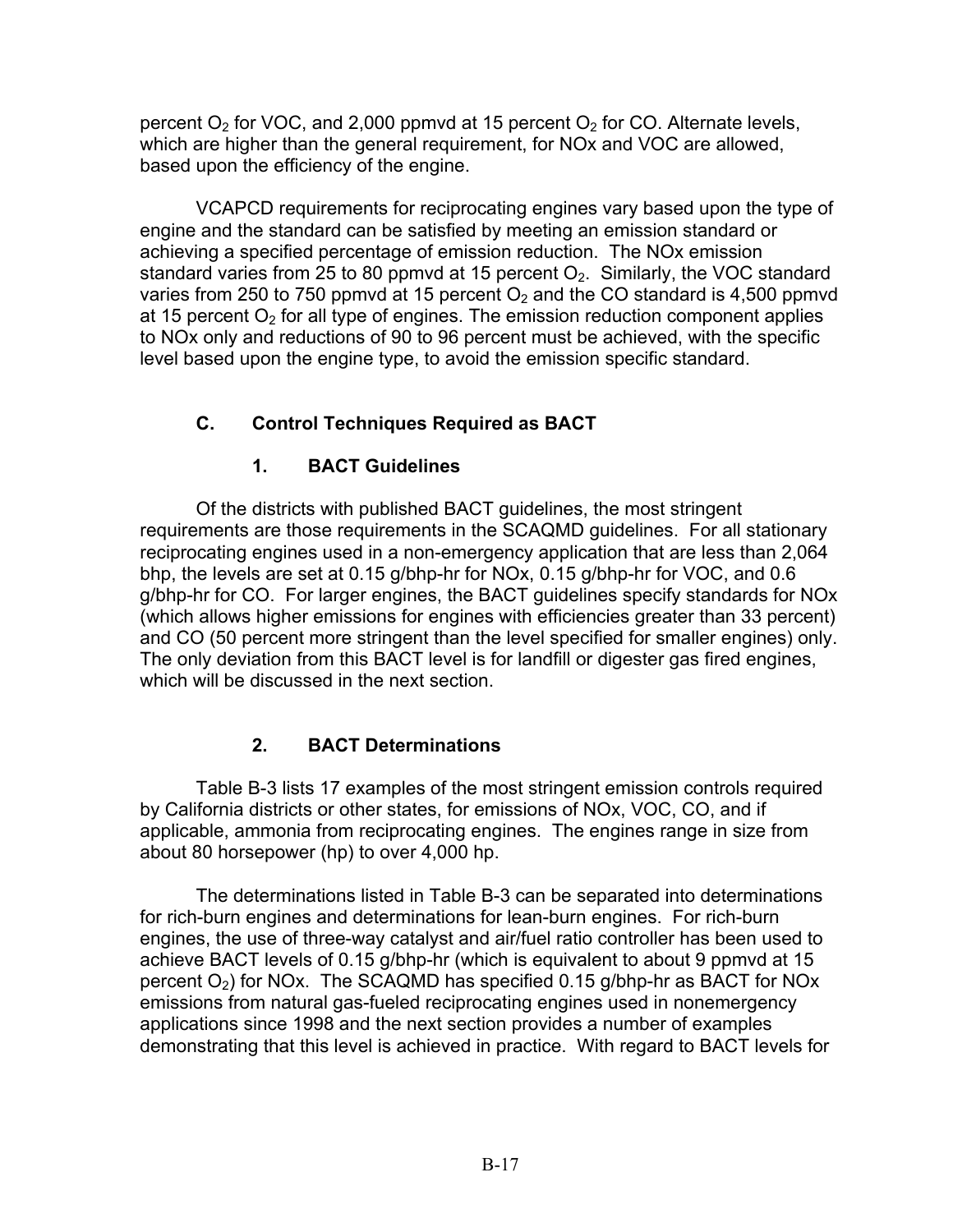percent $O_2$ for VOC, and 2,000 ppmvd at 15 percent $O_2$ for CO. Alternate levels, which are higher than the general requirement, for NOx and VOC are allowed, based upon the efficiency of the engine.

VCAPCD requirements for reciprocating engines vary based upon the type of engine and the standard can be satisfied by meeting an emission standard or achieving a specified percentage of emission reduction. The NOx emission standard varies from 25 to 80 ppmvd at 15 percent $O_2$. Similarly, the VOC standard varies from 250 to 750 ppmvd at 15 percent $O_2$ and the CO standard is 4,500 ppmvd at 15 percent $O_2$ for all type of engines. The emission reduction component applies to NOx only and reductions of 90 to 96 percent must be achieved, with the specific level based upon the engine type, to avoid the emission specific standard.

## C. Control Techniques Required as BACT

### 1. BACT Guidelines

Of the districts with published BACT guidelines, the most stringent requirements are those requirements in the SCAQMD guidelines. For all stationary reciprocating engines used in a non-emergency application that are less than 2,064 bhp, the levels are set at 0.15 g/bhp-hr for NOx, 0.15 g/bhp-hr for VOC, and 0.6 g/bhp-hr for CO. For larger engines, the BACT guidelines specify standards for NOx (which allows higher emissions for engines with efficiencies greater than 33 percent) and CO (50 percent more stringent than the level specified for smaller engines) only. The only deviation from this BACT level is for landfill or digester gas fired engines, which will be discussed in the next section.

### 2. BACT Determinations

Table B-3 lists 17 examples of the most stringent emission controls required by California districts or other states, for emissions of NOx, VOC, CO, and if applicable, ammonia from reciprocating engines. The engines range in size from about 80 horsepower (hp) to over 4,000 hp.

The determinations listed in Table B-3 can be separated into determinations for rich-burn engines and determinations for lean-burn engines. For rich-burn engines, the use of three-way catalyst and air/fuel ratio controller has been used to achieve BACT levels of 0.15 g/bhp-hr (which is equivalent to about 9 ppmvd at 15 percent $O_2$) for NOx. The SCAQMD has specified 0.15 g/bhp-hr as BACT for NOx emissions from natural gas-fueled reciprocating engines used in nonemergency applications since 1998 and the next section provides a number of examples demonstrating that this level is achieved in practice. With regard to BACT levels for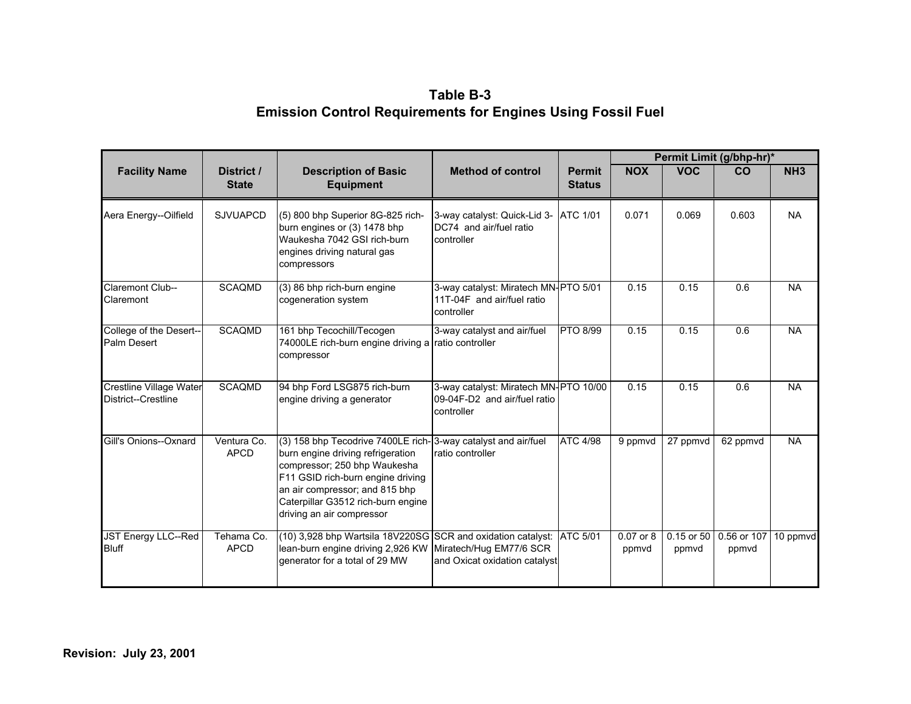# Table B-3
## Emission Control Requirements for Engines Using Fossil Fuel

| Facility Name | District / State | Description of Basic Equipment | Method of control | Permit Status | Permit Limit (g/bhp-hr)* | | | |
|---|---|---|---|---|---|---|---|---|
| | | | | | NOX | VOC | CO | NH3 |
| Aera Energy--Oilfield | SJVUAPCD | (5) 800 bhp Superior 8G-825 rich-burn engines or (3) 1478 bhp Waukesha 7042 GSI rich-burn engines driving natural gas compressors | 3-way catalyst: Quick-Lid 3-DC74 and air/fuel ratio controller | ATC 1/01 | 0.071 | 0.069 | 0.603 | NA |
| Claremont Club--Claremont | SCAQMD | (3) 86 bhp rich-burn engine cogeneration system | 3-way catalyst: Miratech MN-11T-04F and air/fuel ratio controller | PTO 5/01 | 0.15 | 0.15 | 0.6 | NA |
| College of the Desert--Palm Desert | SCAQMD | 161 bhp Tecochill/Tecogen 74000LE rich-burn engine driving a compressor | 3-way catalyst and air/fuel ratio controller | PTO 8/99 | 0.15 | 0.15 | 0.6 | NA |
| Crestline Village Water District--Crestline | SCAQMD | 94 bhp Ford LSG875 rich-burn engine driving a generator | 3-way catalyst: Miratech MN-09-04F-D2 and air/fuel ratio controller | PTO 10/00 | 0.15 | 0.15 | 0.6 | NA |
| Gill's Onions--Oxnard | Ventura Co. APCD | (3) 158 bhp Tecodrive 7400LE rich-burn engine driving refrigeration compressor; 250 bhp Waukesha F11 GSID rich-burn engine driving an air compressor; and 815 bhp Caterpillar G3512 rich-burn engine driving an air compressor | 3-way catalyst and air/fuel ratio controller | ATC 4/98 | 9 ppmvd | 27 ppmvd | 62 ppmvd | NA |
| JST Energy LLC--Red Bluff | Tehama Co. APCD | (10) 3,928 bhp Wartsila 18V220SG lean-burn engine driving 2,926 KW generator for a total of 29 MW | SCR and oxidation catalyst: Miratech/Hug EM77/6 SCR and Oxicat oxidation catalyst | ATC 5/01 | 0.07 or 8 ppmvd | 0.15 or 50 ppmvd | 0.56 or 107 ppmvd | 10 ppmvd |

**Revision: July 23, 2001**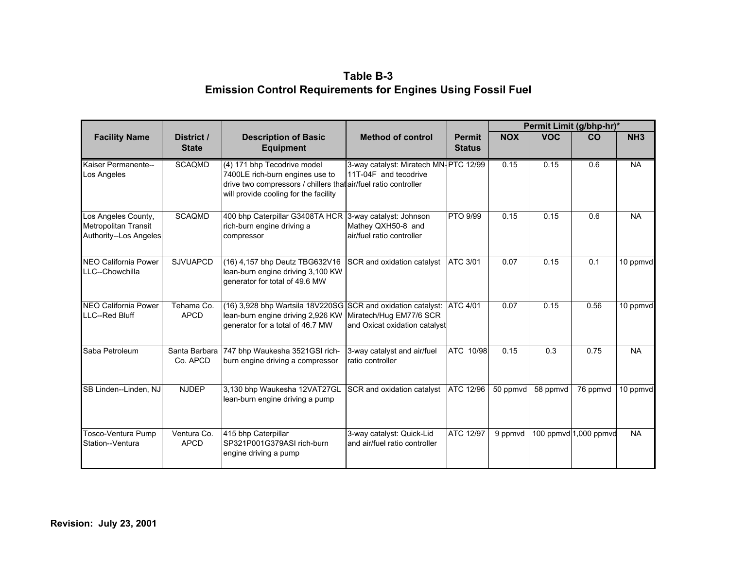# Table B-3
# Emission Control Requirements for Engines Using Fossil Fuel

| Facility Name | District / State | Description of Basic Equipment | Method of control | Permit Status | Permit Limit (g/bhp-hr)* | | | |
|---|---|---|---|---|---|---|---|---|
| | | | | | NOX | VOC | CO | NH3 |
| Kaiser Permanente--Los Angeles | SCAQMD | (4) 171 bhp Tecodrive model 7400LE rich-burn engines use to drive two compressors / chillers that will provide cooling for the facility | 3-way catalyst: Miratech MN-11T-04F and tecodrive air/fuel ratio controller | PTC 12/99 | 0.15 | 0.15 | 0.6 | NA |
| Los Angeles County, Metropolitan Transit Authority--Los Angeles | SCAQMD | 400 bhp Caterpillar G3408TA HCR rich-burn engine driving a compressor | 3-way catalyst: Johnson Mathey QXH50-8 and air/fuel ratio controller | PTO 9/99 | 0.15 | 0.15 | 0.6 | NA |
| NEO California Power LLC--Chowchilla | SJVUAPCD | (16) 4,157 bhp Deutz TBG632V16 lean-burn engine driving 3,100 KW generator for total of 49.6 MW | SCR and oxidation catalyst | ATC 3/01 | 0.07 | 0.15 | 0.1 | 10 ppmvd |
| NEO California Power LLC--Red Bluff | Tehama Co. APCD | (16) 3,928 bhp Wartsila 18V220SG lean-burn engine driving 2,926 KW generator for a total of 46.7 MW | SCR and oxidation catalyst: Miratech/Hug EM77/6 SCR and Oxicat oxidation catalyst | ATC 4/01 | 0.07 | 0.15 | 0.56 | 10 ppmvd |
| Saba Petroleum | Santa Barbara Co. APCD | 747 bhp Waukesha 3521GSI rich-burn engine driving a compressor | 3-way catalyst and air/fuel ratio controller | ATC 10/98 | 0.15 | 0.3 | 0.75 | NA |
| SB Linden--Linden, NJ | NJDEP | 3,130 bhp Waukesha 12VAT27GL lean-burn engine driving a pump | SCR and oxidation catalyst | ATC 12/96 | 50 ppmvd | 58 ppmvd | 76 ppmvd | 10 ppmvd |
| Tosco-Ventura Pump Station--Ventura | Ventura Co. APCD | 415 bhp Caterpillar SP321P001G379ASI rich-burn engine driving a pump | 3-way catalyst: Quick-Lid and air/fuel ratio controller | ATC 12/97 | 9 ppmvd | 100 ppmvd | 1,000 ppmvd | NA |

**Revision: July 23, 2001**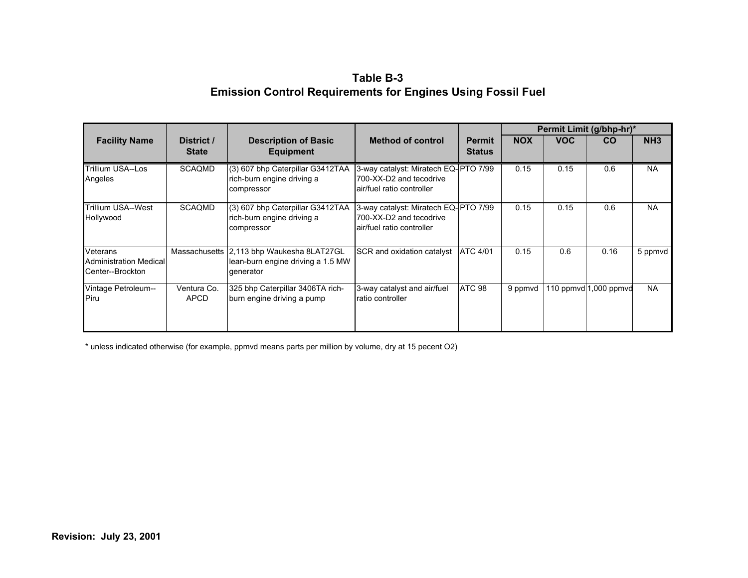**Table B-3**
**Emission Control Requirements for Engines Using Fossil Fuel**

| Facility Name | District / State | Description of Basic Equipment | Method of control | Permit Status | Permit Limit (g/bhp-hr)* | | | |
|---|---|---|---|---|---|---|---|---|
| | | | | | NOX | VOC | CO | NH3 |
| Trillium USA--Los Angeles | SCAQMD | (3) 607 bhp Caterpillar G3412TAA rich-burn engine driving a compressor | 3-way catalyst: Miratech EQ-700-XX-D2 and tecodrive air/fuel ratio controller | PTO 7/99 | 0.15 | 0.15 | 0.6 | NA |
| Trillium USA--West Hollywood | SCAQMD | (3) 607 bhp Caterpillar G3412TAA rich-burn engine driving a compressor | 3-way catalyst: Miratech EQ-700-XX-D2 and tecodrive air/fuel ratio controller | PTO 7/99 | 0.15 | 0.15 | 0.6 | NA |
| Veterans Administration Medical Center--Brockton | Massachusetts | 2,113 bhp Waukesha 8LAT27GL lean-burn engine driving a 1.5 MW generator | SCR and oxidation catalyst | ATC 4/01 | 0.15 | 0.6 | 0.16 | 5 ppmvd |
| Vintage Petroleum--Piru | Ventura Co. APCD | 325 bhp Caterpillar 3406TA rich-burn engine driving a pump | 3-way catalyst and air/fuel ratio controller | ATC 98 | 9 ppmvd | 110 ppmvd | 1,000 ppmvd | NA |

* unless indicated otherwise (for example, ppmvd means parts per million by volume, dry at 15 pecent O2)

**Revision: July 23, 2001**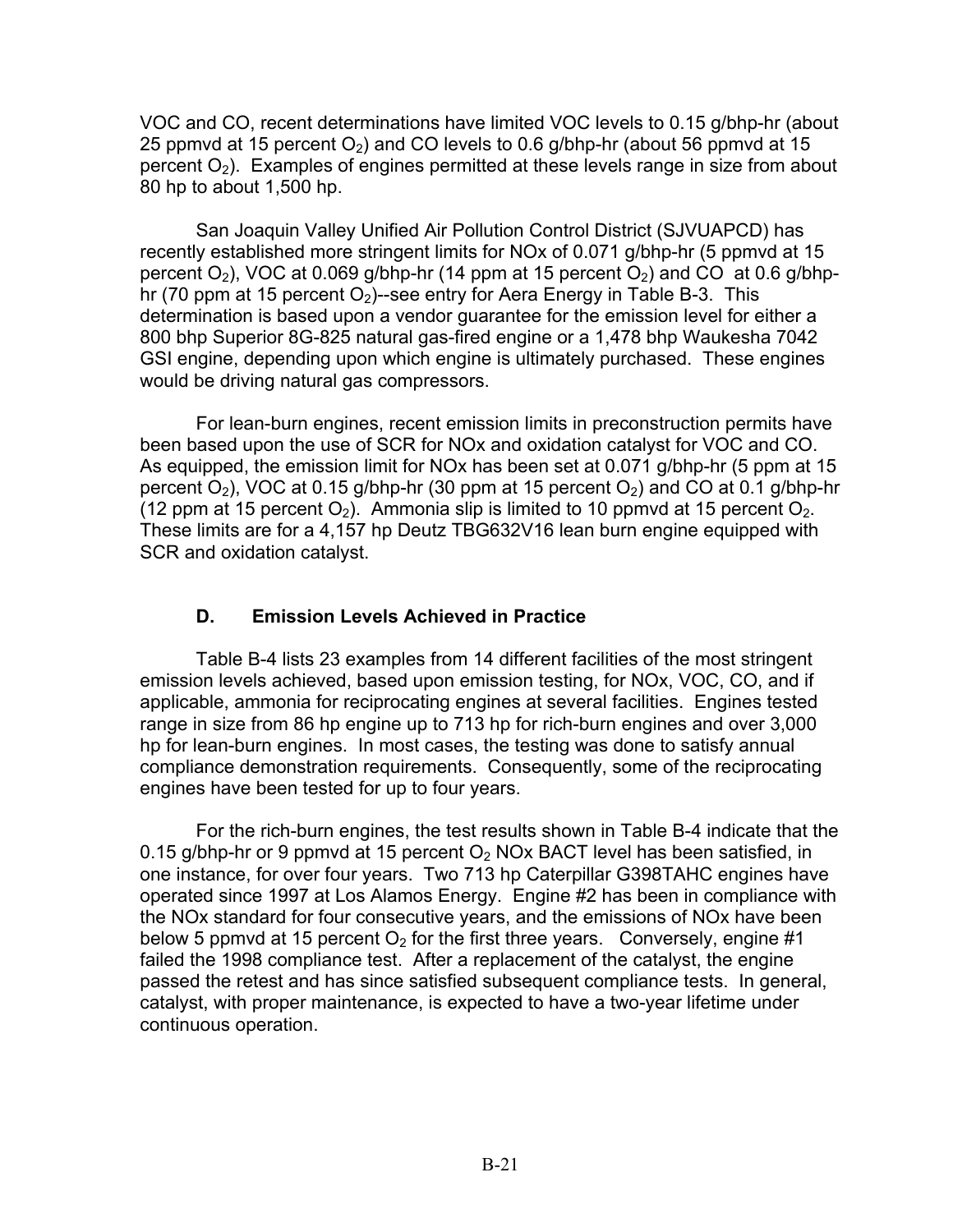VOC and CO, recent determinations have limited VOC levels to 0.15 g/bhp-hr (about 25 ppmvd at 15 percent $O_2$) and CO levels to 0.6 g/bhp-hr (about 56 ppmvd at 15 percent $O_2$). Examples of engines permitted at these levels range in size from about 80 hp to about 1,500 hp.

San Joaquin Valley Unified Air Pollution Control District (SJVUAPCD) has recently established more stringent limits for NOx of 0.071 g/bhp-hr (5 ppmvd at 15 percent $O_2$), VOC at 0.069 g/bhp-hr (14 ppm at 15 percent $O_2$) and CO at 0.6 g/bhp-hr (70 ppm at 15 percent $O_2$)--see entry for Aera Energy in Table B-3. This determination is based upon a vendor guarantee for the emission level for either a 800 bhp Superior 8G-825 natural gas-fired engine or a 1,478 bhp Waukesha 7042 GSI engine, depending upon which engine is ultimately purchased. These engines would be driving natural gas compressors.

For lean-burn engines, recent emission limits in preconstruction permits have been based upon the use of SCR for NOx and oxidation catalyst for VOC and CO. As equipped, the emission limit for NOx has been set at 0.071 g/bhp-hr (5 ppm at 15 percent $O_2$), VOC at 0.15 g/bhp-hr (30 ppm at 15 percent $O_2$) and CO at 0.1 g/bhp-hr (12 ppm at 15 percent $O_2$). Ammonia slip is limited to 10 ppmvd at 15 percent $O_2$. These limits are for a 4,157 hp Deutz TBG632V16 lean burn engine equipped with SCR and oxidation catalyst.

## D. Emission Levels Achieved in Practice

Table B-4 lists 23 examples from 14 different facilities of the most stringent emission levels achieved, based upon emission testing, for NOx, VOC, CO, and if applicable, ammonia for reciprocating engines at several facilities. Engines tested range in size from 86 hp engine up to 713 hp for rich-burn engines and over 3,000 hp for lean-burn engines. In most cases, the testing was done to satisfy annual compliance demonstration requirements. Consequently, some of the reciprocating engines have been tested for up to four years.

For the rich-burn engines, the test results shown in Table B-4 indicate that the 0.15 g/bhp-hr or 9 ppmvd at 15 percent $O_2$ NOx BACT level has been satisfied, in one instance, for over four years. Two 713 hp Caterpillar G398TAHC engines have operated since 1997 at Los Alamos Energy. Engine #2 has been in compliance with the NOx standard for four consecutive years, and the emissions of NOx have been below 5 ppmvd at 15 percent $O_2$ for the first three years. Conversely, engine #1 failed the 1998 compliance test. After a replacement of the catalyst, the engine passed the retest and has since satisfied subsequent compliance tests. In general, catalyst, with proper maintenance, is expected to have a two-year lifetime under continuous operation.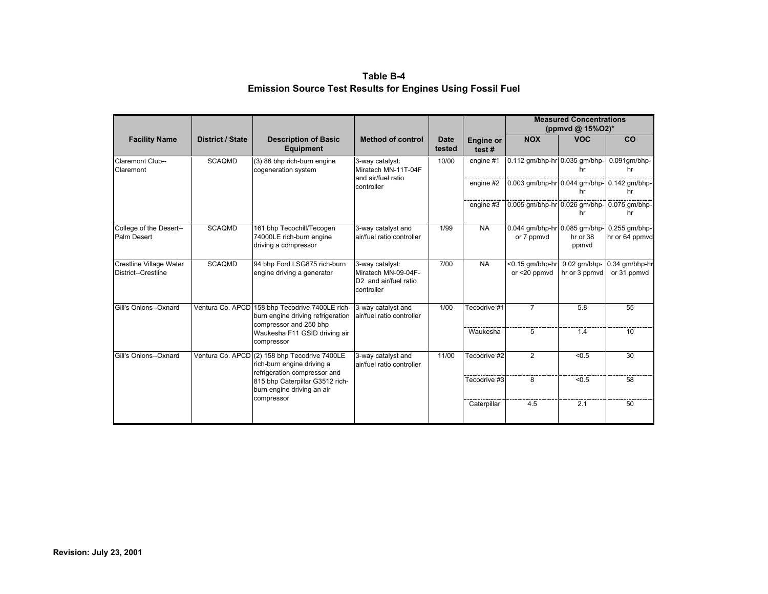# Table B-4
## Emission Source Test Results for Engines Using Fossil Fuel

| Facility Name | District / State | Description of Basic Equipment | Method of control | Date tested | Engine or test # | Measured Concentrations (ppmvd @ 15%O2)* | | |
|---|---|---|---|---|---|---|---|---|
| | | | | | | NOX | VOC | CO |
| Claremont Club--Claremont | SCAQMD | (3) 86 bhp rich-burn engine cogeneration system | 3-way catalyst: Miratech MN-11T-04F and air/fuel ratio controller | 10/00 | engine #1 | 0.112 gm/bhp-hr | 0.035 gm/bhp-hr | 0.091gm/bhp-hr |
| | | | | | engine #2 | 0.003 gm/bhp-hr | 0.044 gm/bhp-hr | 0.142 gm/bhp-hr |
| | | | | | engine #3 | 0.005 gm/bhp-hr | 0.026 gm/bhp-hr | 0.075 gm/bhp-hr |
| College of the Desert--Palm Desert | SCAQMD | 161 bhp Tecochill/Tecogen 74000LE rich-burn engine driving a compressor | 3-way catalyst and air/fuel ratio controller | 1/99 | NA | 0.044 gm/bhp-hr or 7 ppmvd | 0.085 gm/bhp-hr or 38 ppmvd | 0.255 gm/bhp-hr or 64 ppmvd |
| Crestline Village Water District--Crestline | SCAQMD | 94 bhp Ford LSG875 rich-burn engine driving a generator | 3-way catalyst: Miratech MN-09-04F-D2 and air/fuel ratio controller | 7/00 | NA | <0.15 gm/bhp-hr or <20 ppmvd | 0.02 gm/bhp-hr or 3 ppmvd | 0.34 gm/bhp-hr or 31 ppmvd |
| Gill's Onions--Oxnard | Ventura Co. APCD | 158 bhp Tecodrive 7400LE rich-burn engine driving refrigeration compressor and 250 bhp Waukesha F11 GSID driving air compressor | 3-way catalyst and air/fuel ratio controller | 1/00 | Tecodrive #1 | 7 | 5.8 | 55 |
| | | | | | Waukesha | 5 | 1.4 | 10 |
| Gill's Onions--Oxnard | Ventura Co. APCD | (2) 158 bhp Tecodrive 7400LE rich-burn engine driving a refrigeration compressor and 815 bhp Caterpillar G3512 rich-burn engine driving an air compressor | 3-way catalyst and air/fuel ratio controller | 11/00 | Tecodrive #2 | 2 | <0.5 | 30 |
| | | | | | Tecodrive #3 | 8 | <0.5 | 58 |
| | | | | | Caterpillar | 4.5 | 2.1 | 50 |

**Revision: July 23, 2001**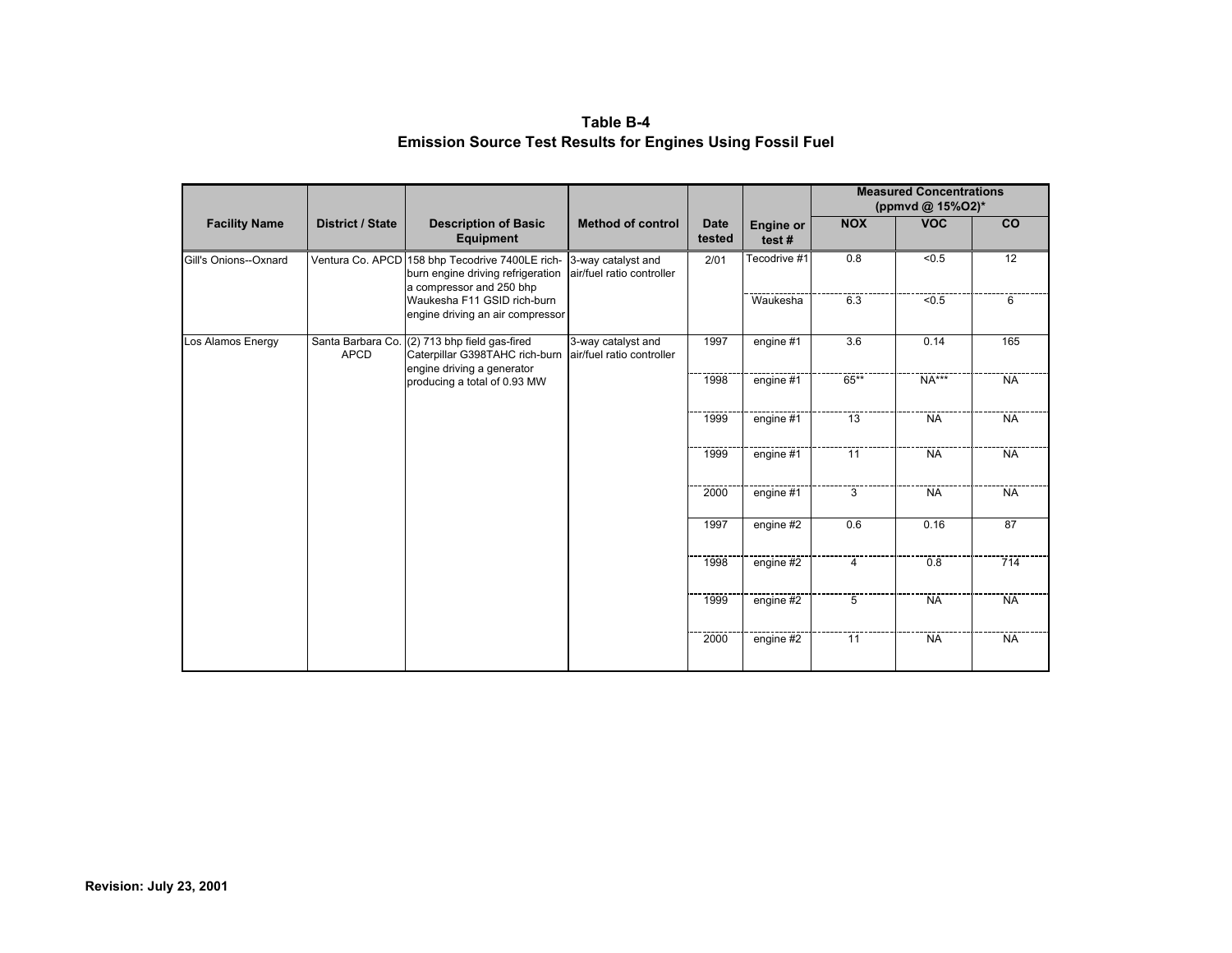**Table B-4**
**Emission Source Test Results for Engines Using Fossil Fuel**

| Facility Name | District / State | Description of Basic Equipment | Method of control | Date tested | Engine or test # | Measured Concentrations (ppmvd @ 15%O2)* NOX | VOC | CO |
|---|---|---|---|---|---|---|---|---|
| Gill's Onions--Oxnard | Ventura Co. APCD | 158 bhp Tecodrive 7400LE rich-burn engine driving refrigeration a compressor and 250 bhp Waukesha F11 GSID rich-burn engine driving an air compressor | 3-way catalyst and air/fuel ratio controller | 2/01 | Tecodrive #1 | 0.8 | <0.5 | 12 |
| | | | | | Waukesha | 6.3 | <0.5 | 6 |
| Los Alamos Energy | Santa Barbara Co. APCD | (2) 713 bhp field gas-fired Caterpillar G398TAHC rich-burn engine driving a generator producing a total of 0.93 MW | 3-way catalyst and air/fuel ratio controller | 1997 | engine #1 | 3.6 | 0.14 | 165 |
| | | | | 1998 | engine #1 | 65** | NA*** | NA |
| | | | | 1999 | engine #1 | 13 | NA | NA |
| | | | | 1999 | engine #1 | 11 | NA | NA |
| | | | | 2000 | engine #1 | 3 | NA | NA |
| | | | | 1997 | engine #2 | 0.6 | 0.16 | 87 |
| | | | | 1998 | engine #2 | 4 | 0.8 | 714 |
| | | | | 1999 | engine #2 | 5 | NA | NA |
| | | | | 2000 | engine #2 | 11 | NA | NA |

**Revision: July 23, 2001**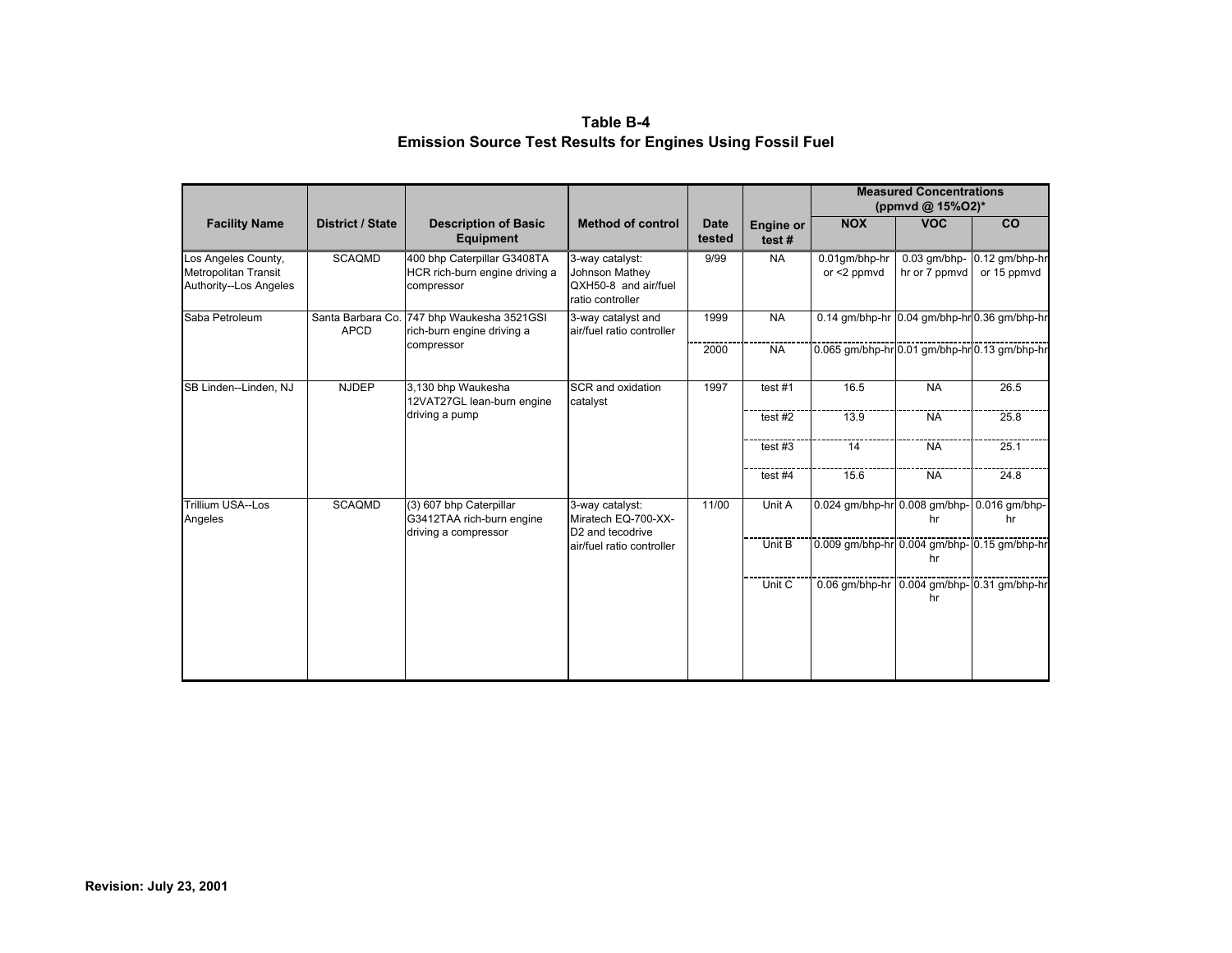**Table B-4**
**Emission Source Test Results for Engines Using Fossil Fuel**

| Facility Name | District / State | Description of Basic Equipment | Method of control | Date tested | Engine or test # | Measured Concentrations (ppmvd @ 15%O2)* | | |
|---|---|---|---|---|---|---|---|---|
| | | | | | | NOX | VOC | CO |
| Los Angeles County, Metropolitan Transit Authority--Los Angeles | SCAQMD | 400 bhp Caterpillar G3408TA HCR rich-burn engine driving a compressor | 3-way catalyst: Johnson Mathey QXH50-8 and air/fuel ratio controller | 9/99 | NA | 0.01gm/bhp-hr or <2 ppmvd | 0.03 gm/bhp-hr or 7 ppmvd | 0.12 gm/bhp-hr or 15 ppmvd |
| Saba Petroleum | Santa Barbara Co. APCD | 747 bhp Waukesha 3521GSI rich-burn engine driving a compressor | 3-way catalyst and air/fuel ratio controller | 1999 | NA | 0.14 gm/bhp-hr | 0.04 gm/bhp-hr | 0.36 gm/bhp-hr |
| | | | | 2000 | NA | 0.065 gm/bhp-hr | 0.01 gm/bhp-hr | 0.13 gm/bhp-hr |
| SB Linden--Linden, NJ | NJDEP | 3,130 bhp Waukesha 12VAT27GL lean-burn engine driving a pump | SCR and oxidation catalyst | 1997 | test #1 | 16.5 | NA | 26.5 |
| | | | | | test #2 | 13.9 | NA | 25.8 |
| | | | | | test #3 | 14 | NA | 25.1 |
| | | | | | test #4 | 15.6 | NA | 24.8 |
| Trillium USA--Los Angeles | SCAQMD | (3) 607 bhp Caterpillar G3412TAA rich-burn engine driving a compressor | 3-way catalyst: Miratech EQ-700-XX-D2 and tecodrive air/fuel ratio controller | 11/00 | Unit A | 0.024 gm/bhp-hr | 0.008 gm/bhp-hr | 0.016 gm/bhp-hr |
| | | | | | Unit B | 0.009 gm/bhp-hr | 0.004 gm/bhp-hr | 0.15 gm/bhp-hr |
| | | | | | Unit C | 0.06 gm/bhp-hr | 0.004 gm/bhp-hr | 0.31 gm/bhp-hr |

**Revision: July 23, 2001**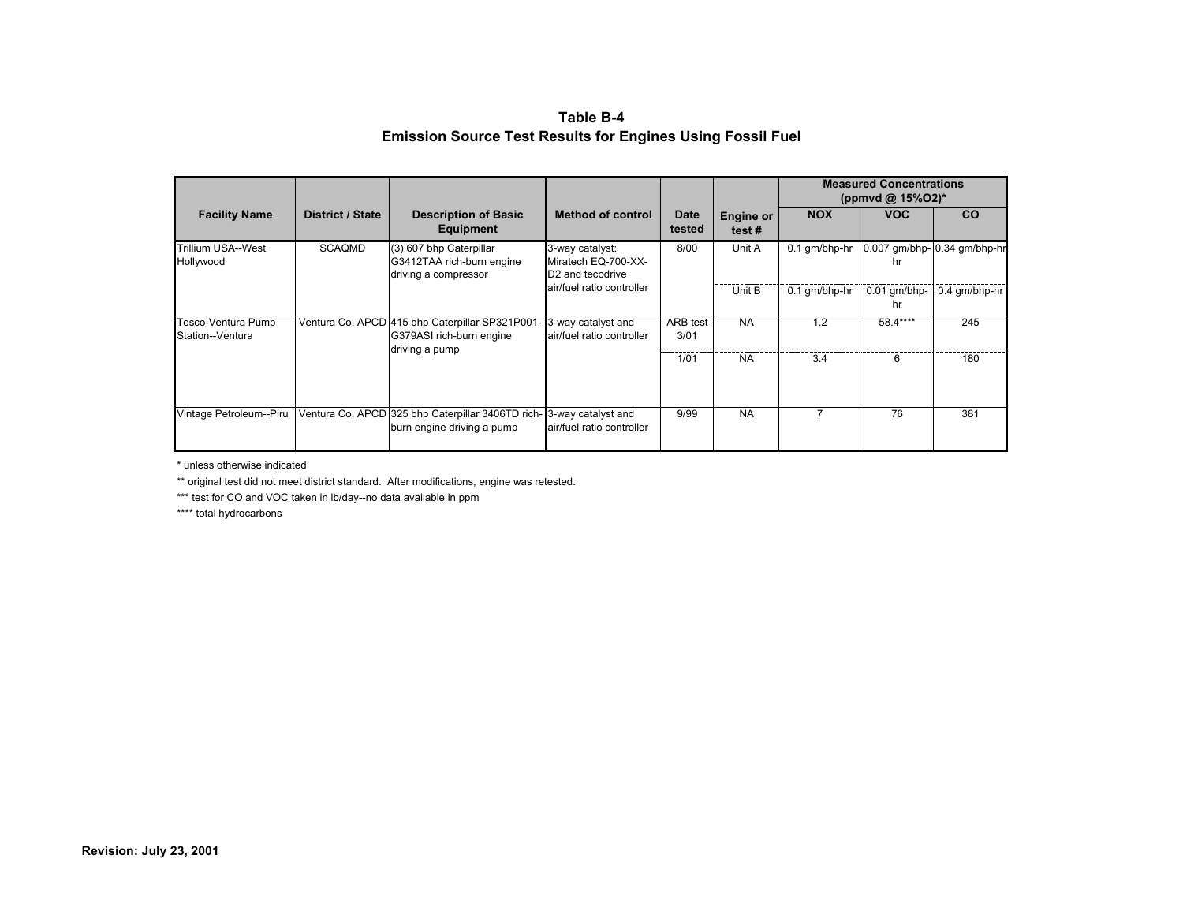# Table B-4
## Emission Source Test Results for Engines Using Fossil Fuel

| Facility Name | District / State | Description of Basic Equipment | Method of control | Date tested | Engine or test # | Measured Concentrations (ppmvd @ 15%O2)* | | |
|---|---|---|---|---|---|---|---|---|
| | | | | | | NOX | VOC | CO |
| Trillium USA--West Hollywood | SCAQMD | (3) 607 bhp Caterpillar G3412TAA rich-burn engine driving a compressor | 3-way catalyst: Miratech EQ-700-XX-D2 and tecodrive air/fuel ratio controller | 8/00 | Unit A | 0.1 gm/bhp-hr | 0.007 gm/bhp-hr | 0.34 gm/bhp-hr |
| | | | | | Unit B | 0.1 gm/bhp-hr | 0.01 gm/bhp-hr | 0.4 gm/bhp-hr |
| Tosco-Ventura Pump Station--Ventura | Ventura Co. APCD | 415 bhp Caterpillar SP321P001-G379ASI rich-burn engine driving a pump | 3-way catalyst and air/fuel ratio controller | ARB test 3/01 | NA | 1.2 | 58.4**** | 245 |
| | | | | 1/01 | NA | 3.4 | 6 | 180 |
| Vintage Petroleum--Piru | Ventura Co. APCD | 325 bhp Caterpillar 3406TD rich-burn engine driving a pump | 3-way catalyst and air/fuel ratio controller | 9/99 | NA | 7 | 76 | 381 |

* unless otherwise indicated

** original test did not meet district standard. After modifications, engine was retested.

*** test for CO and VOC taken in lb/day--no data available in ppm

**** total hydrocarbons

**Revision: July 23, 2001**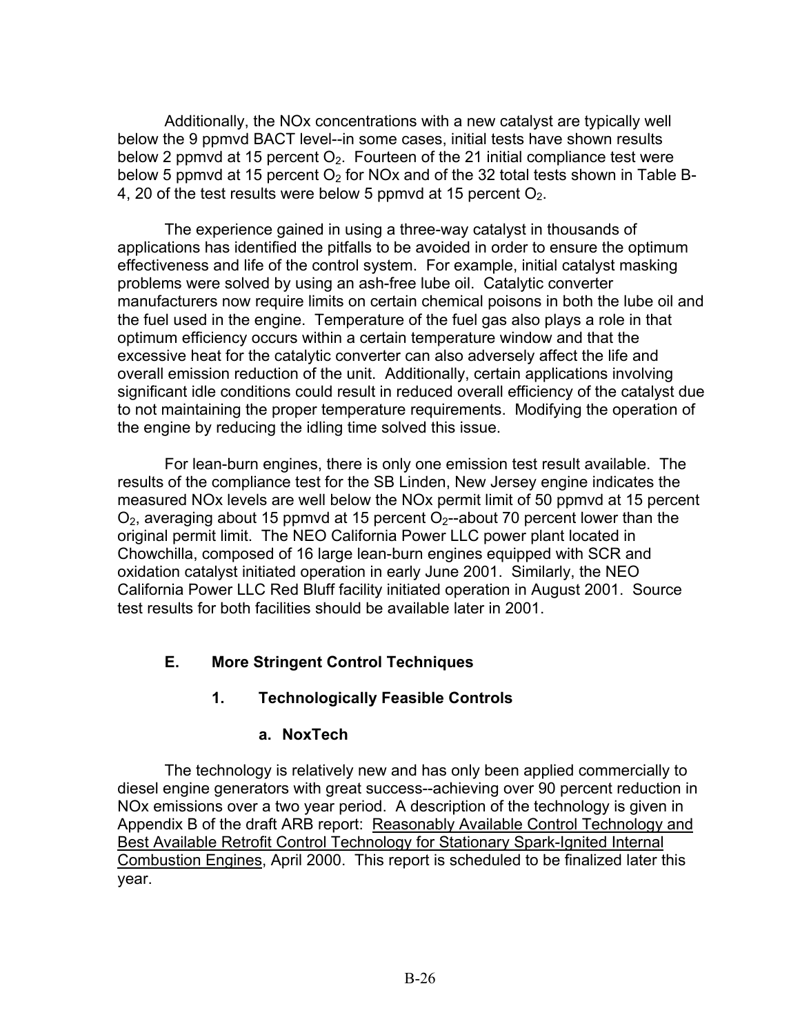Additionally, the NOx concentrations with a new catalyst are typically well below the 9 ppmvd BACT level--in some cases, initial tests have shown results below 2 ppmvd at 15 percent $O_2$. Fourteen of the 21 initial compliance test were below 5 ppmvd at 15 percent $O_2$ for NOx and of the 32 total tests shown in Table B-4, 20 of the test results were below 5 ppmvd at 15 percent $O_2$.

The experience gained in using a three-way catalyst in thousands of applications has identified the pitfalls to be avoided in order to ensure the optimum effectiveness and life of the control system. For example, initial catalyst masking problems were solved by using an ash-free lube oil. Catalytic converter manufacturers now require limits on certain chemical poisons in both the lube oil and the fuel used in the engine. Temperature of the fuel gas also plays a role in that optimum efficiency occurs within a certain temperature window and that the excessive heat for the catalytic converter can also adversely affect the life and overall emission reduction of the unit. Additionally, certain applications involving significant idle conditions could result in reduced overall efficiency of the catalyst due to not maintaining the proper temperature requirements. Modifying the operation of the engine by reducing the idling time solved this issue.

For lean-burn engines, there is only one emission test result available. The results of the compliance test for the SB Linden, New Jersey engine indicates the measured NOx levels are well below the NOx permit limit of 50 ppmvd at 15 percent $O_2$, averaging about 15 ppmvd at 15 percent $O_2$--about 70 percent lower than the original permit limit. The NEO California Power LLC power plant located in Chowchilla, composed of 16 large lean-burn engines equipped with SCR and oxidation catalyst initiated operation in early June 2001. Similarly, the NEO California Power LLC Red Bluff facility initiated operation in August 2001. Source test results for both facilities should be available later in 2001.

## E. More Stringent Control Techniques

### 1. Technologically Feasible Controls

#### a. NoxTech

The technology is relatively new and has only been applied commercially to diesel engine generators with great success--achieving over 90 percent reduction in NOx emissions over a two year period. A description of the technology is given in Appendix B of the draft ARB report: Reasonably Available Control Technology and Best Available Retrofit Control Technology for Stationary Spark-Ignited Internal Combustion Engines, April 2000. This report is scheduled to be finalized later this year.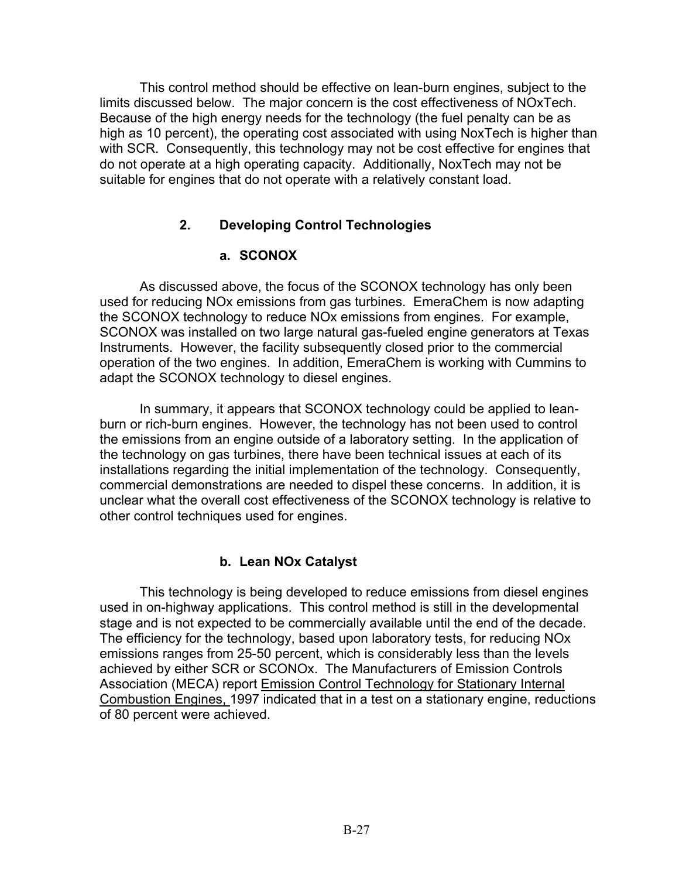This control method should be effective on lean-burn engines, subject to the limits discussed below. The major concern is the cost effectiveness of NOxTech. Because of the high energy needs for the technology (the fuel penalty can be as high as 10 percent), the operating cost associated with using NoxTech is higher than with SCR. Consequently, this technology may not be cost effective for engines that do not operate at a high operating capacity. Additionally, NoxTech may not be suitable for engines that do not operate with a relatively constant load.

### 2. Developing Control Technologies

#### a. SCONOX

As discussed above, the focus of the SCONOX technology has only been used for reducing NOx emissions from gas turbines. EmeraChem is now adapting the SCONOX technology to reduce NOx emissions from engines. For example, SCONOX was installed on two large natural gas-fueled engine generators at Texas Instruments. However, the facility subsequently closed prior to the commercial operation of the two engines. In addition, EmeraChem is working with Cummins to adapt the SCONOX technology to diesel engines.

In summary, it appears that SCONOX technology could be applied to lean-burn or rich-burn engines. However, the technology has not been used to control the emissions from an engine outside of a laboratory setting. In the application of the technology on gas turbines, there have been technical issues at each of its installations regarding the initial implementation of the technology. Consequently, commercial demonstrations are needed to dispel these concerns. In addition, it is unclear what the overall cost effectiveness of the SCONOX technology is relative to other control techniques used for engines.

#### b. Lean NOx Catalyst

This technology is being developed to reduce emissions from diesel engines used in on-highway applications. This control method is still in the developmental stage and is not expected to be commercially available until the end of the decade. The efficiency for the technology, based upon laboratory tests, for reducing NOx emissions ranges from 25-50 percent, which is considerably less than the levels achieved by either SCR or SCONOx. The Manufacturers of Emission Controls Association (MECA) report Emission Control Technology for Stationary Internal Combustion Engines, 1997 indicated that in a test on a stationary engine, reductions of 80 percent were achieved.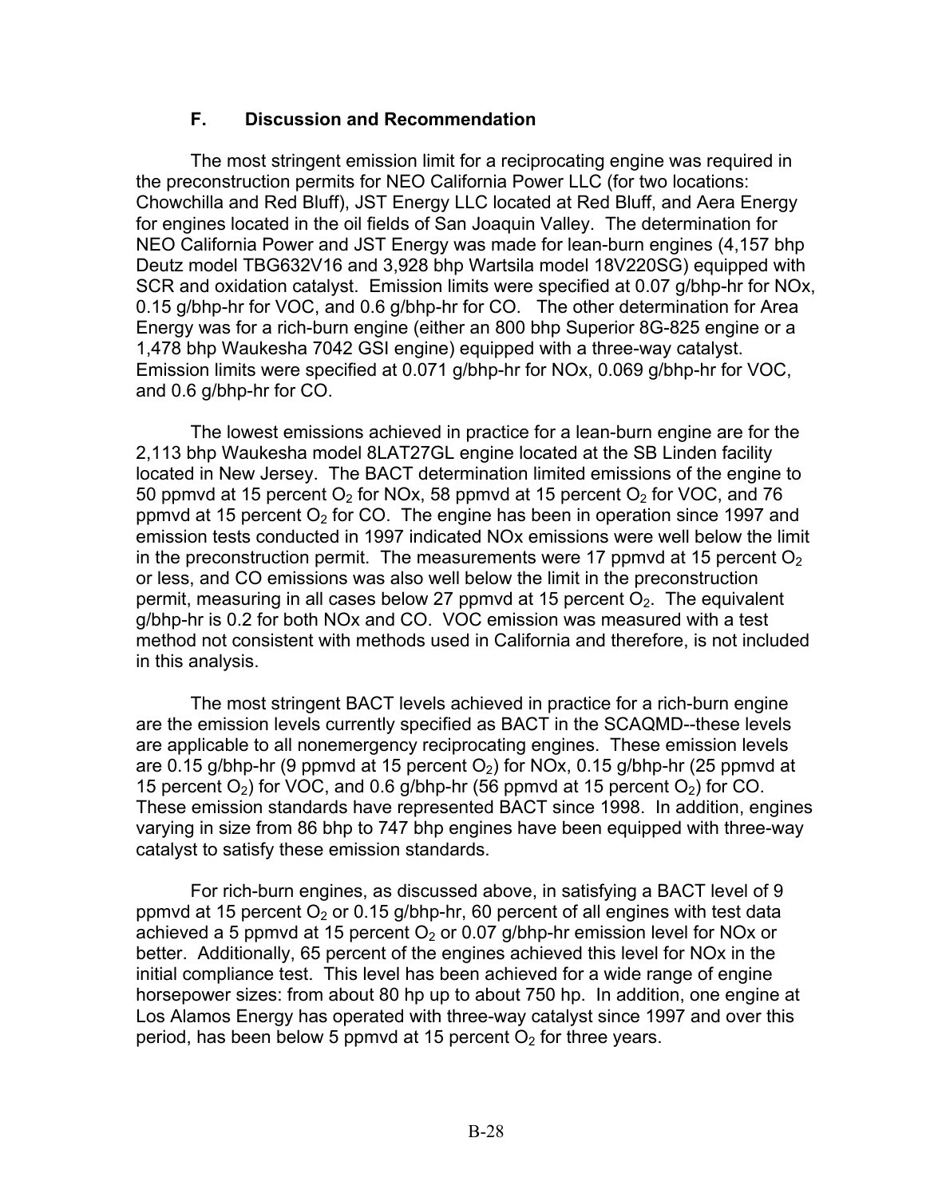### F. Discussion and Recommendation

The most stringent emission limit for a reciprocating engine was required in the preconstruction permits for NEO California Power LLC (for two locations: Chowchilla and Red Bluff), JST Energy LLC located at Red Bluff, and Aera Energy for engines located in the oil fields of San Joaquin Valley. The determination for NEO California Power and JST Energy was made for lean-burn engines (4,157 bhp Deutz model TBG632V16 and 3,928 bhp Wartsila model 18V220SG) equipped with SCR and oxidation catalyst. Emission limits were specified at 0.07 g/bhp-hr for NOx, 0.15 g/bhp-hr for VOC, and 0.6 g/bhp-hr for CO. The other determination for Area Energy was for a rich-burn engine (either an 800 bhp Superior 8G-825 engine or a 1,478 bhp Waukesha 7042 GSI engine) equipped with a three-way catalyst. Emission limits were specified at 0.071 g/bhp-hr for NOx, 0.069 g/bhp-hr for VOC, and 0.6 g/bhp-hr for CO.

The lowest emissions achieved in practice for a lean-burn engine are for the 2,113 bhp Waukesha model 8LAT27GL engine located at the SB Linden facility located in New Jersey. The BACT determination limited emissions of the engine to 50 ppmvd at 15 percent $O_2$ for NOx, 58 ppmvd at 15 percent $O_2$ for VOC, and 76 ppmvd at 15 percent $O_2$ for CO. The engine has been in operation since 1997 and emission tests conducted in 1997 indicated NOx emissions were well below the limit in the preconstruction permit. The measurements were 17 ppmvd at 15 percent $O_2$ or less, and CO emissions was also well below the limit in the preconstruction permit, measuring in all cases below 27 ppmvd at 15 percent $O_2$. The equivalent g/bhp-hr is 0.2 for both NOx and CO. VOC emission was measured with a test method not consistent with methods used in California and therefore, is not included in this analysis.

The most stringent BACT levels achieved in practice for a rich-burn engine are the emission levels currently specified as BACT in the SCAQMD--these levels are applicable to all nonemergency reciprocating engines. These emission levels are 0.15 g/bhp-hr (9 ppmvd at 15 percent $O_2$) for NOx, 0.15 g/bhp-hr (25 ppmvd at 15 percent $O_2$) for VOC, and 0.6 g/bhp-hr (56 ppmvd at 15 percent $O_2$) for CO. These emission standards have represented BACT since 1998. In addition, engines varying in size from 86 bhp to 747 bhp engines have been equipped with three-way catalyst to satisfy these emission standards.

For rich-burn engines, as discussed above, in satisfying a BACT level of 9 ppmvd at 15 percent $O_2$ or 0.15 g/bhp-hr, 60 percent of all engines with test data achieved a 5 ppmvd at 15 percent $O_2$ or 0.07 g/bhp-hr emission level for NOx or better. Additionally, 65 percent of the engines achieved this level for NOx in the initial compliance test. This level has been achieved for a wide range of engine horsepower sizes: from about 80 hp up to about 750 hp. In addition, one engine at Los Alamos Energy has operated with three-way catalyst since 1997 and over this period, has been below 5 ppmvd at 15 percent $O_2$ for three years.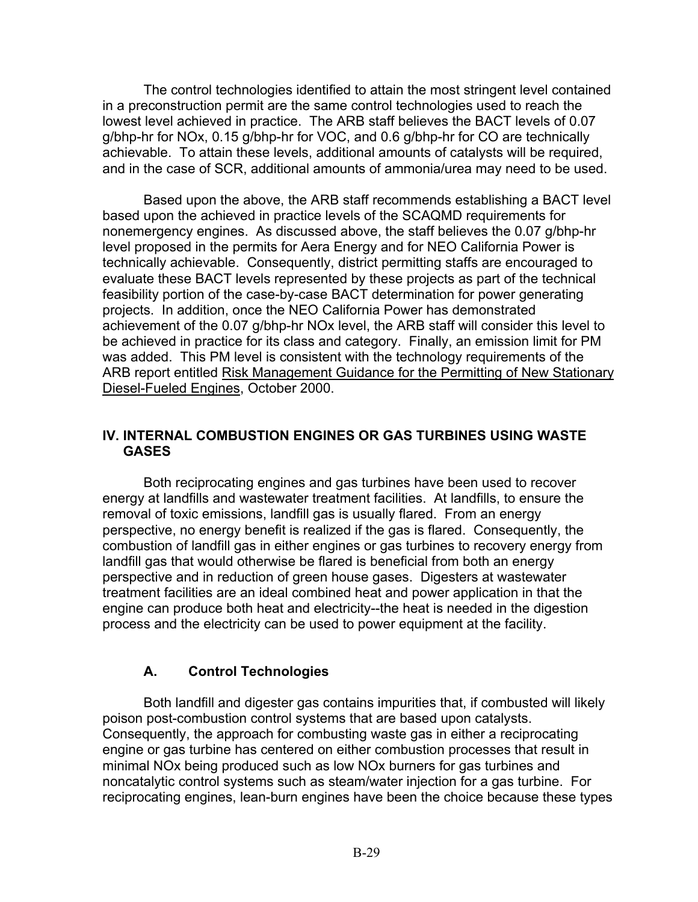The control technologies identified to attain the most stringent level contained in a preconstruction permit are the same control technologies used to reach the lowest level achieved in practice. The ARB staff believes the BACT levels of 0.07 g/bhp-hr for NOx, 0.15 g/bhp-hr for VOC, and 0.6 g/bhp-hr for CO are technically achievable. To attain these levels, additional amounts of catalysts will be required, and in the case of SCR, additional amounts of ammonia/urea may need to be used.

Based upon the above, the ARB staff recommends establishing a BACT level based upon the achieved in practice levels of the SCAQMD requirements for nonemergency engines. As discussed above, the staff believes the 0.07 g/bhp-hr level proposed in the permits for Aera Energy and for NEO California Power is technically achievable. Consequently, district permitting staffs are encouraged to evaluate these BACT levels represented by these projects as part of the technical feasibility portion of the case-by-case BACT determination for power generating projects. In addition, once the NEO California Power has demonstrated achievement of the 0.07 g/bhp-hr NOx level, the ARB staff will consider this level to be achieved in practice for its class and category. Finally, an emission limit for PM was added. This PM level is consistent with the technology requirements of the ARB report entitled Risk Management Guidance for the Permitting of New Stationary Diesel-Fueled Engines, October 2000.

## IV. INTERNAL COMBUSTION ENGINES OR GAS TURBINES USING WASTE GASES

Both reciprocating engines and gas turbines have been used to recover energy at landfills and wastewater treatment facilities. At landfills, to ensure the removal of toxic emissions, landfill gas is usually flared. From an energy perspective, no energy benefit is realized if the gas is flared. Consequently, the combustion of landfill gas in either engines or gas turbines to recovery energy from landfill gas that would otherwise be flared is beneficial from both an energy perspective and in reduction of green house gases. Digesters at wastewater treatment facilities are an ideal combined heat and power application in that the engine can produce both heat and electricity--the heat is needed in the digestion process and the electricity can be used to power equipment at the facility.

### A. Control Technologies

Both landfill and digester gas contains impurities that, if combusted will likely poison post-combustion control systems that are based upon catalysts. Consequently, the approach for combusting waste gas in either a reciprocating engine or gas turbine has centered on either combustion processes that result in minimal NOx being produced such as low NOx burners for gas turbines and noncatalytic control systems such as steam/water injection for a gas turbine. For reciprocating engines, lean-burn engines have been the choice because these types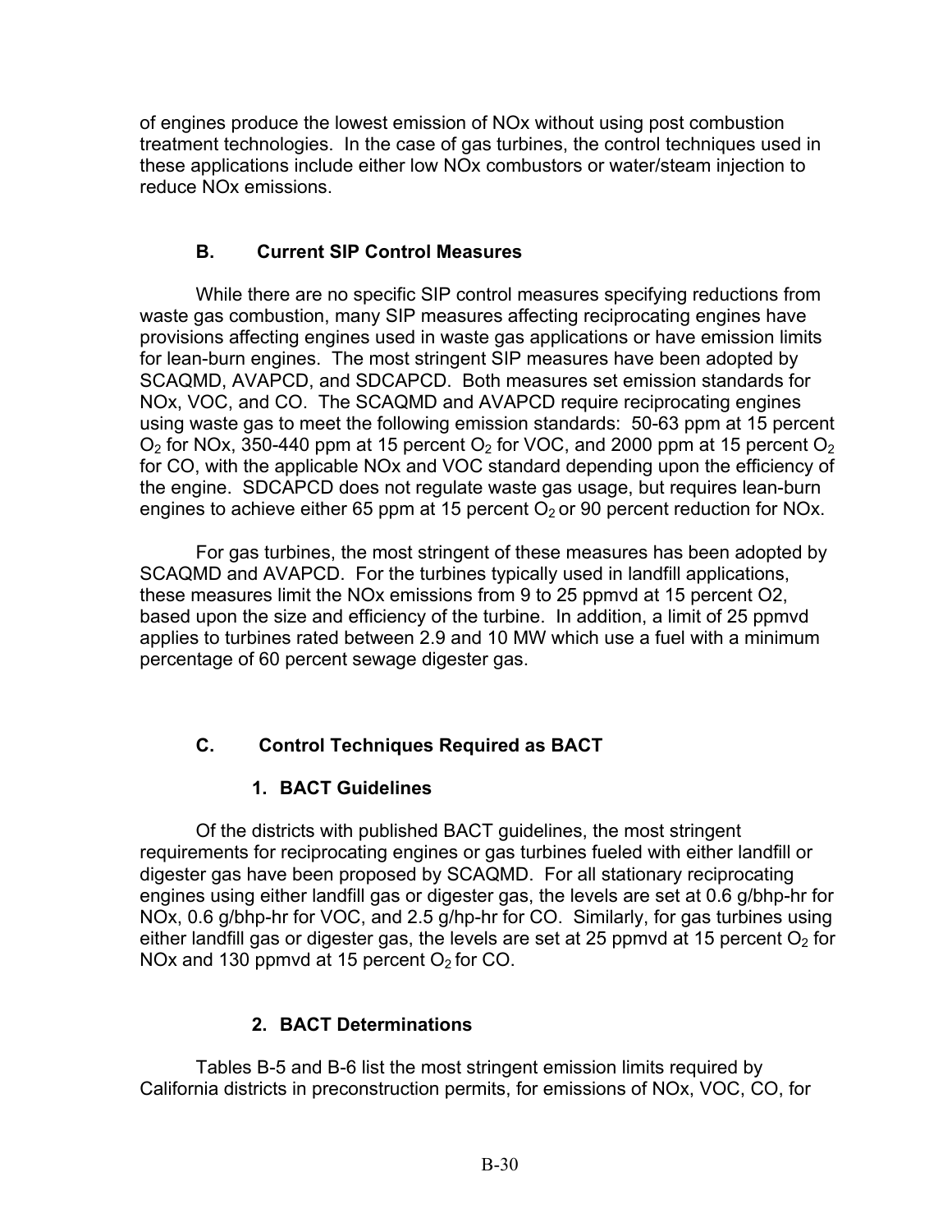of engines produce the lowest emission of NOx without using post combustion treatment technologies. In the case of gas turbines, the control techniques used in these applications include either low NOx combustors or water/steam injection to reduce NOx emissions.

### B. Current SIP Control Measures

While there are no specific SIP control measures specifying reductions from waste gas combustion, many SIP measures affecting reciprocating engines have provisions affecting engines used in waste gas applications or have emission limits for lean-burn engines. The most stringent SIP measures have been adopted by SCAQMD, AVAPCD, and SDCAPCD. Both measures set emission standards for NOx, VOC, and CO. The SCAQMD and AVAPCD require reciprocating engines using waste gas to meet the following emission standards: 50-63 ppm at 15 percent $O_2$ for NOx, 350-440 ppm at 15 percent $O_2$ for VOC, and 2000 ppm at 15 percent $O_2$ for CO, with the applicable NOx and VOC standard depending upon the efficiency of the engine. SDCAPCD does not regulate waste gas usage, but requires lean-burn engines to achieve either 65 ppm at 15 percent $O_2$ or 90 percent reduction for NOx.

For gas turbines, the most stringent of these measures has been adopted by SCAQMD and AVAPCD. For the turbines typically used in landfill applications, these measures limit the NOx emissions from 9 to 25 ppmvd at 15 percent O2, based upon the size and efficiency of the turbine. In addition, a limit of 25 ppmvd applies to turbines rated between 2.9 and 10 MW which use a fuel with a minimum percentage of 60 percent sewage digester gas.

### C. Control Techniques Required as BACT

#### 1. BACT Guidelines

Of the districts with published BACT guidelines, the most stringent requirements for reciprocating engines or gas turbines fueled with either landfill or digester gas have been proposed by SCAQMD. For all stationary reciprocating engines using either landfill gas or digester gas, the levels are set at 0.6 g/bhp-hr for NOx, 0.6 g/bhp-hr for VOC, and 2.5 g/hp-hr for CO. Similarly, for gas turbines using either landfill gas or digester gas, the levels are set at 25 ppmvd at 15 percent $O_2$ for NOx and 130 ppmvd at 15 percent $O_2$ for CO.

#### 2. BACT Determinations

Tables B-5 and B-6 list the most stringent emission limits required by California districts in preconstruction permits, for emissions of NOx, VOC, CO, for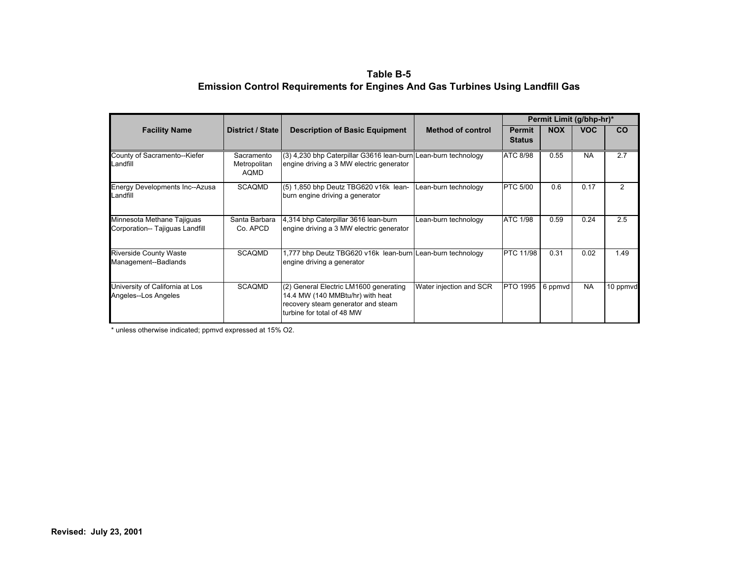# Table B-5
## Emission Control Requirements for Engines And Gas Turbines Using Landfill Gas

| Facility Name | District / State | Description of Basic Equipment | Method of control | Permit Limit (g/bhp-hr)* | | | |
|---|---|---|---|---|---|---|---|
| | | | | Permit Status | NOX | VOC | CO |
| County of Sacramento--Kiefer Landfill | Sacramento Metropolitan AQMD | (3) 4,230 bhp Caterpillar G3616 lean-burn engine driving a 3 MW electric generator | Lean-burn technology | ATC 8/98 | 0.55 | NA | 2.7 |
| Energy Developments Inc--Azusa Landfill | SCAQMD | (5) 1,850 bhp Deutz TBG620 v16k lean-burn engine driving a generator | Lean-burn technology | PTC 5/00 | 0.6 | 0.17 | 2 |
| Minnesota Methane Tajiguas Corporation-- Tajiguas Landfill | Santa Barbara Co. APCD | 4,314 bhp Caterpillar 3616 lean-burn engine driving a 3 MW electric generator | Lean-burn technology | ATC 1/98 | 0.59 | 0.24 | 2.5 |
| Riverside County Waste Management--Badlands | SCAQMD | 1,777 bhp Deutz TBG620 v16k lean-burn engine driving a generator | Lean-burn technology | PTC 11/98 | 0.31 | 0.02 | 1.49 |
| University of California at Los Angeles--Los Angeles | SCAQMD | (2) General Electric LM1600 generating 14.4 MW (140 MMBtu/hr) with heat recovery steam generator and steam turbine for total of 48 MW | Water injection and SCR | PTO 1995 | 6 ppmvd | NA | 10 ppmvd |

* unless otherwise indicated; ppmvd expressed at 15% O2.

**Revised: July 23, 2001**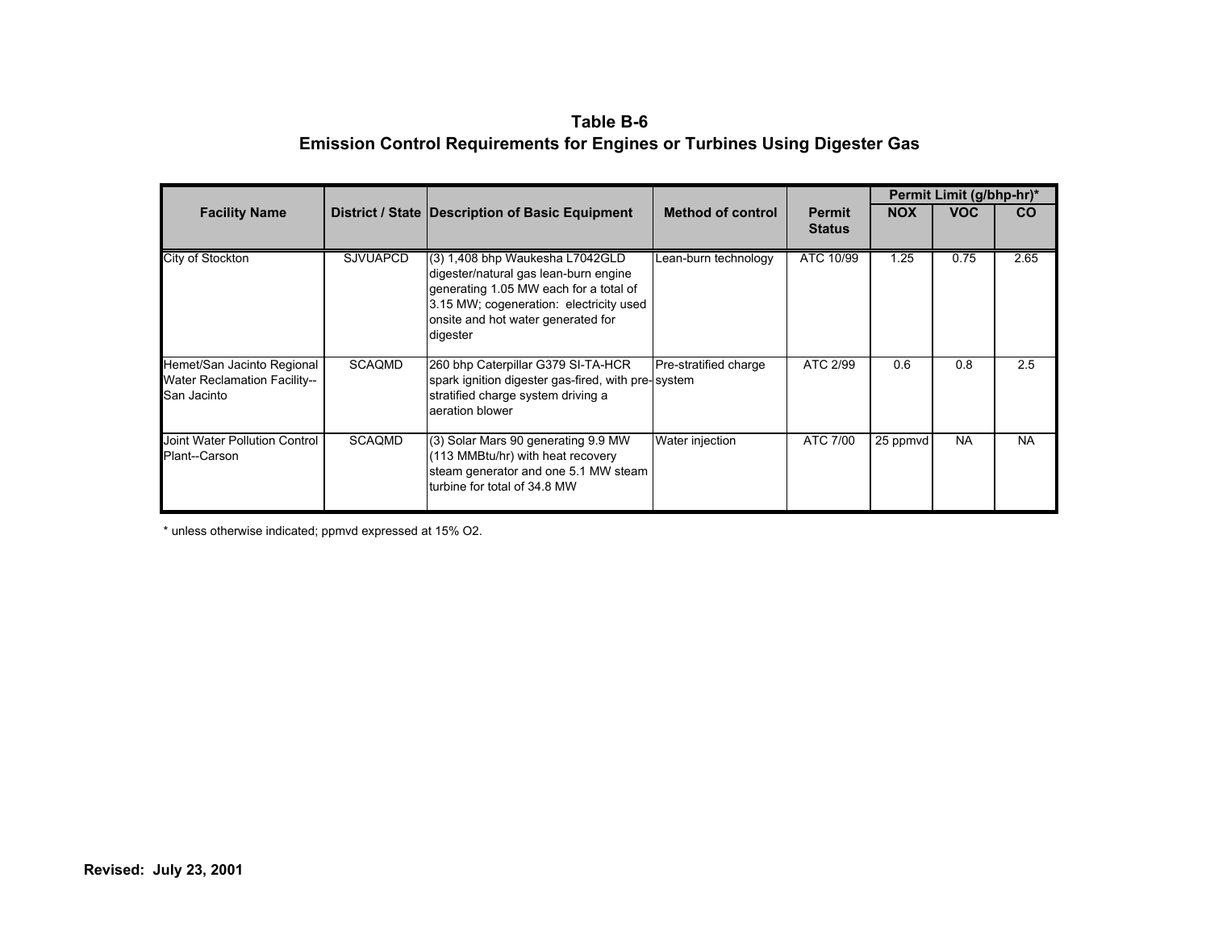# Table B-6
## Emission Control Requirements for Engines or Turbines Using Digester Gas

| Facility Name | District / State | Description of Basic Equipment | Method of control | Permit Status | Permit Limit (g/bhp-hr)* | | |
|---|---|---|---|---|---|---|---|
| | | | | | NOX | VOC | CO |
| City of Stockton | SJVUAPCD | (3) 1,408 bhp Waukesha L7042GLD digester/natural gas lean-burn engine generating 1.05 MW each for a total of 3.15 MW; cogeneration: electricity used onsite and hot water generated for digester | Lean-burn technology | ATC 10/99 | 1.25 | 0.75 | 2.65 |
| Hemet/San Jacinto Regional Water Reclamation Facility--San Jacinto | SCAQMD | 260 bhp Caterpillar G379 SI-TA-HCR spark ignition digester gas-fired, with pre-stratified charge system driving a aeration blower | Pre-stratified charge system | ATC 2/99 | 0.6 | 0.8 | 2.5 |
| Joint Water Pollution Control Plant--Carson | SCAQMD | (3) Solar Mars 90 generating 9.9 MW (113 MMBtu/hr) with heat recovery steam generator and one 5.1 MW steam turbine for total of 34.8 MW | Water injection | ATC 7/00 | 25 ppmvd | NA | NA |

* unless otherwise indicated; ppmvd expressed at 15% O2.

**Revised: July 23, 2001**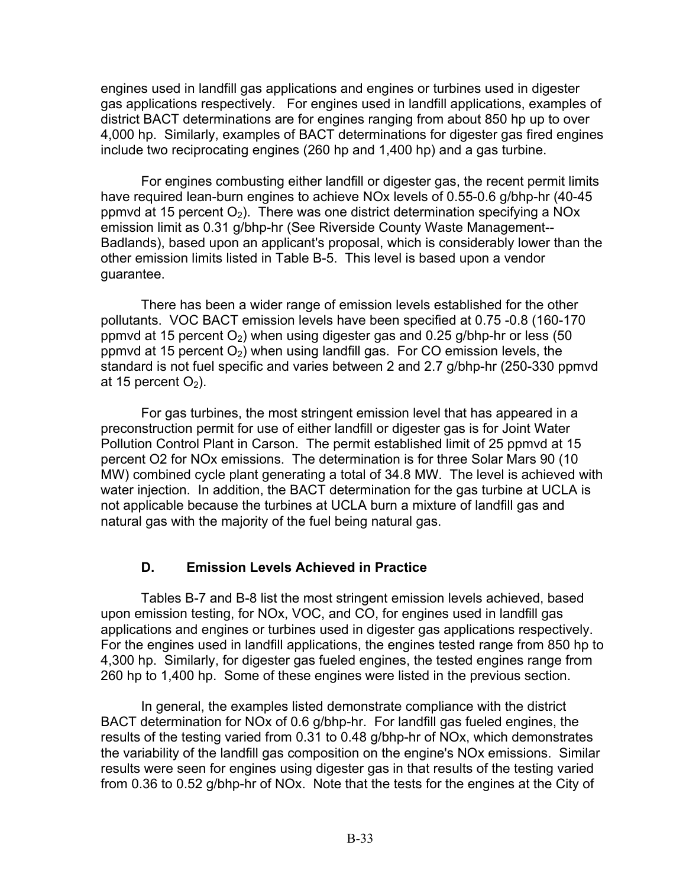engines used in landfill gas applications and engines or turbines used in digester gas applications respectively. For engines used in landfill applications, examples of district BACT determinations are for engines ranging from about 850 hp up to over 4,000 hp. Similarly, examples of BACT determinations for digester gas fired engines include two reciprocating engines (260 hp and 1,400 hp) and a gas turbine.

For engines combusting either landfill or digester gas, the recent permit limits have required lean-burn engines to achieve NOx levels of 0.55-0.6 g/bhp-hr (40-45 ppmvd at 15 percent $O_2$). There was one district determination specifying a NOx emission limit as 0.31 g/bhp-hr (See Riverside County Waste Management--Badlands), based upon an applicant's proposal, which is considerably lower than the other emission limits listed in Table B-5. This level is based upon a vendor guarantee.

There has been a wider range of emission levels established for the other pollutants. VOC BACT emission levels have been specified at 0.75 -0.8 (160-170 ppmvd at 15 percent $O_2$) when using digester gas and 0.25 g/bhp-hr or less (50 ppmvd at 15 percent $O_2$) when using landfill gas. For CO emission levels, the standard is not fuel specific and varies between 2 and 2.7 g/bhp-hr (250-330 ppmvd at 15 percent $O_2$).

For gas turbines, the most stringent emission level that has appeared in a preconstruction permit for use of either landfill or digester gas is for Joint Water Pollution Control Plant in Carson. The permit established limit of 25 ppmvd at 15 percent O2 for NOx emissions. The determination is for three Solar Mars 90 (10 MW) combined cycle plant generating a total of 34.8 MW. The level is achieved with water injection. In addition, the BACT determination for the gas turbine at UCLA is not applicable because the turbines at UCLA burn a mixture of landfill gas and natural gas with the majority of the fuel being natural gas.

### D. Emission Levels Achieved in Practice

Tables B-7 and B-8 list the most stringent emission levels achieved, based upon emission testing, for NOx, VOC, and CO, for engines used in landfill gas applications and engines or turbines used in digester gas applications respectively. For the engines used in landfill applications, the engines tested range from 850 hp to 4,300 hp. Similarly, for digester gas fueled engines, the tested engines range from 260 hp to 1,400 hp. Some of these engines were listed in the previous section.

In general, the examples listed demonstrate compliance with the district BACT determination for NOx of 0.6 g/bhp-hr. For landfill gas fueled engines, the results of the testing varied from 0.31 to 0.48 g/bhp-hr of NOx, which demonstrates the variability of the landfill gas composition on the engine's NOx emissions. Similar results were seen for engines using digester gas in that results of the testing varied from 0.36 to 0.52 g/bhp-hr of NOx. Note that the tests for the engines at the City of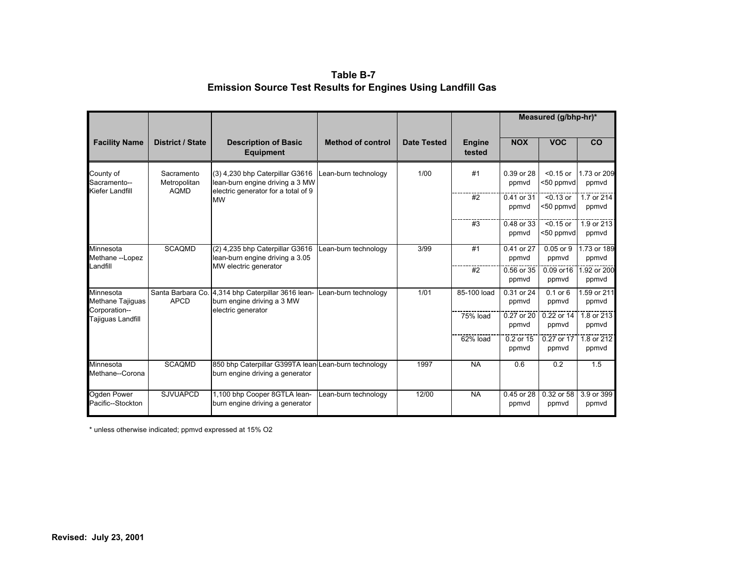**Table B-7**
**Emission Source Test Results for Engines Using Landfill Gas**

| Facility Name | District / State | Description of Basic Equipment | Method of control | Date Tested | Engine tested | Measured (g/bhp-hr)* | | |
|---|---|---|---|---|---|---|---|---|
| | | | | | | NOX | VOC | CO |
| County of Sacramento--Kiefer Landfill | Sacramento Metropolitan AQMD | (3) 4,230 bhp Caterpillar G3616 lean-burn engine driving a 3 MW electric generator for a total of 9 MW | Lean-burn technology | 1/00 | #1 | 0.39 or 28 ppmvd | <0.15 or <50 ppmvd | 1.73 or 209 ppmvd |
| | | | | | #2 | 0.41 or 31 ppmvd | <0.13 or <50 ppmvd | 1.7 or 214 ppmvd |
| | | | | | #3 | 0.48 or 33 ppmvd | <0.15 or <50 ppmvd | 1.9 or 213 ppmvd |
| Minnesota Methane --Lopez Landfill | SCAQMD | (2) 4,235 bhp Caterpillar G3616 lean-burn engine driving a 3.05 MW electric generator | Lean-burn technology | 3/99 | #1 | 0.41 or 27 ppmvd | 0.05 or 9 ppmvd | 1.73 or 189 ppmvd |
| | | | | | #2 | 0.56 or 35 ppmvd | 0.09 or16 ppmvd | 1.92 or 200 ppmvd |
| Minnesota Methane Tajiguas Corporation--Tajiguas Landfill | Santa Barbara Co. APCD | 4,314 bhp Caterpillar 3616 lean-burn engine driving a 3 MW electric generator | Lean-burn technology | 1/01 | 85-100 load | 0.31 or 24 ppmvd | 0.1 or 6 ppmvd | 1.59 or 211 ppmvd |
| | | | | | 75% load | 0.27 or 20 ppmvd | 0.22 or 14 ppmvd | 1.8 or 213 ppmvd |
| | | | | | 62% load | 0.2 or 15 ppmvd | 0.27 or 17 ppmvd | 1.8 or 212 ppmvd |
| Minnesota Methane--Corona | SCAQMD | 850 bhp Caterpillar G399TA lean-burn engine driving a generator | Lean-burn technology | 1997 | NA | 0.6 | 0.2 | 1.5 |
| Ogden Power Pacific--Stockton | SJVUAPCD | 1,100 bhp Cooper 8GTLA lean-burn engine driving a generator | Lean-burn technology | 12/00 | NA | 0.45 or 28 ppmvd | 0.32 or 58 ppmvd | 3.9 or 399 ppmvd |

\* unless otherwise indicated; ppmvd expressed at 15% O2

**Revised: July 23, 2001**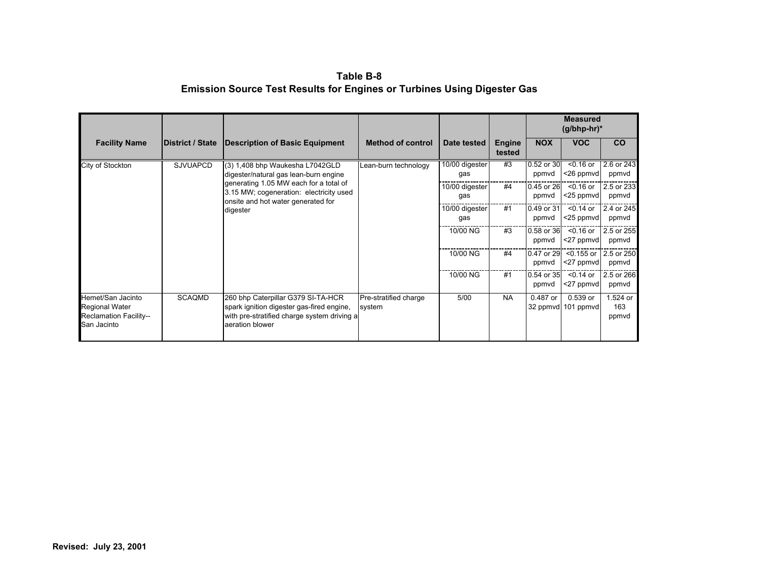# Table B-8

## Emission Source Test Results for Engines or Turbines Using Digester Gas

| Facility Name | District / State | Description of Basic Equipment | Method of control | Date tested | Engine tested | Measured (g/bhp-hr)* | | |
|---|---|---|---|---|---|---|---|---|
| | | | | | | NOX | VOC | CO |
| City of Stockton | SJVUAPCD | (3) 1,408 bhp Waukesha L7042GLD digester/natural gas lean-burn engine generating 1.05 MW each for a total of 3.15 MW; cogeneration: electricity used onsite and hot water generated for digester | Lean-burn technology | 10/00 digester gas | #3 | 0.52 or 30 ppmvd | <0.16 or <26 ppmvd | 2.6 or 243 ppmvd |
| | | | | 10/00 digester gas | #4 | 0.45 or 26 ppmvd | <0.16 or <25 ppmvd | 2.5 or 233 ppmvd |
| | | | | 10/00 digester gas | #1 | 0.49 or 31 ppmvd | <0.14 or <25 ppmvd | 2.4 or 245 ppmvd |
| | | | | 10/00 NG | #3 | 0.58 or 36 ppmvd | <0.16 or <27 ppmvd | 2.5 or 255 ppmvd |
| | | | | 10/00 NG | #4 | 0.47 or 29 ppmvd | <0.155 or <27 ppmvd | 2.5 or 250 ppmvd |
| | | | | 10/00 NG | #1 | 0.54 or 35 ppmvd | <0.14 or <27 ppmvd | 2.5 or 266 ppmvd |
| Hemet/San Jacinto Regional Water Reclamation Facility--San Jacinto | SCAQMD | 260 bhp Caterpillar G379 SI-TA-HCR spark ignition digester gas-fired engine, with pre-stratified charge system driving a aeration blower | Pre-stratified charge system | 5/00 | NA | 0.487 or 32 ppmvd | 0.539 or 101 ppmvd | 1.524 or 163 ppmvd |

Revised: July 23, 2001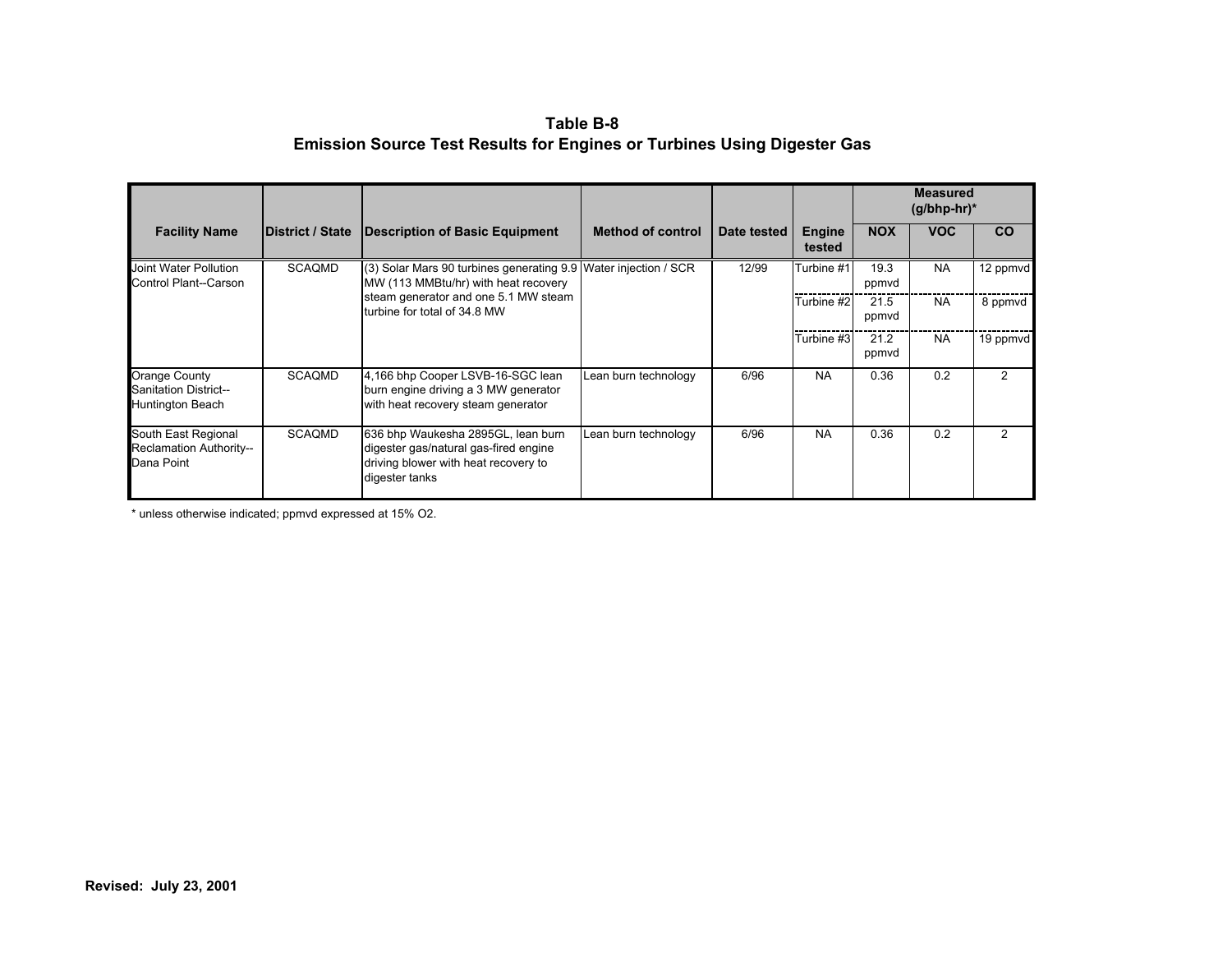**Table B-8**
**Emission Source Test Results for Engines or Turbines Using Digester Gas**

| Facility Name | District / State | Description of Basic Equipment | Method of control | Date tested | Engine tested | Measured (g/bhp-hr)* | | |
|---|---|---|---|---|---|---|---|---|
| | | | | | | NOX | VOC | CO |
| Joint Water Pollution Control Plant--Carson | SCAQMD | (3) Solar Mars 90 turbines generating 9.9 MW (113 MMBtu/hr) with heat recovery steam generator and one 5.1 MW steam turbine for total of 34.8 MW | Water injection / SCR | 12/99 | Turbine #1 | 19.3 ppmvd | NA | 12 ppmvd |
| | | | | | Turbine #2 | 21.5 ppmvd | NA | 8 ppmvd |
| | | | | | Turbine #3 | 21.2 ppmvd | NA | 19 ppmvd |
| Orange County Sanitation District--Huntington Beach | SCAQMD | 4,166 bhp Cooper LSVB-16-SGC lean burn engine driving a 3 MW generator with heat recovery steam generator | Lean burn technology | 6/96 | NA | 0.36 | 0.2 | 2 |
| South East Regional Reclamation Authority--Dana Point | SCAQMD | 636 bhp Waukesha 2895GL, lean burn digester gas/natural gas-fired engine driving blower with heat recovery to digester tanks | Lean burn technology | 6/96 | NA | 0.36 | 0.2 | 2 |

* unless otherwise indicated; ppmvd expressed at 15% $O_2$.

**Revised: July 23, 2001**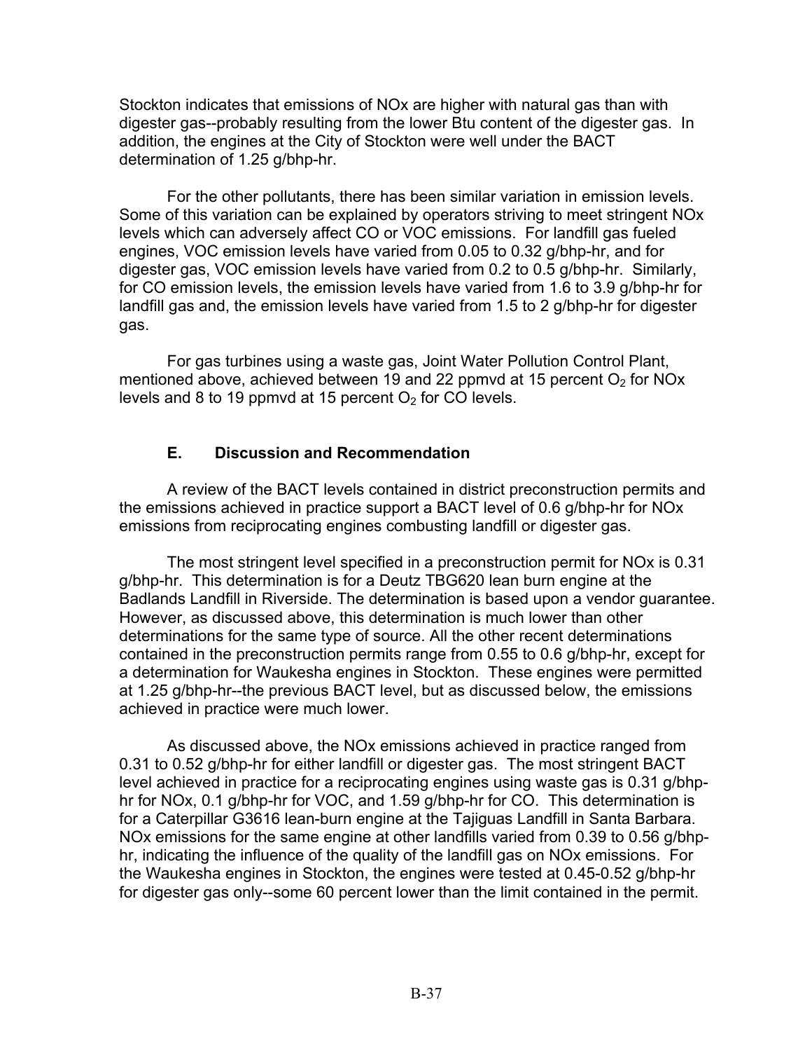Stockton indicates that emissions of NOx are higher with natural gas than with digester gas--probably resulting from the lower Btu content of the digester gas. In addition, the engines at the City of Stockton were well under the BACT determination of 1.25 g/bhp-hr.

For the other pollutants, there has been similar variation in emission levels. Some of this variation can be explained by operators striving to meet stringent NOx levels which can adversely affect CO or VOC emissions. For landfill gas fueled engines, VOC emission levels have varied from 0.05 to 0.32 g/bhp-hr, and for digester gas, VOC emission levels have varied from 0.2 to 0.5 g/bhp-hr. Similarly, for CO emission levels, the emission levels have varied from 1.6 to 3.9 g/bhp-hr for landfill gas and, the emission levels have varied from 1.5 to 2 g/bhp-hr for digester gas.

For gas turbines using a waste gas, Joint Water Pollution Control Plant, mentioned above, achieved between 19 and 22 ppmvd at 15 percent $O_2$ for NOx levels and 8 to 19 ppmvd at 15 percent $O_2$ for CO levels.

## E. Discussion and Recommendation

A review of the BACT levels contained in district preconstruction permits and the emissions achieved in practice support a BACT level of 0.6 g/bhp-hr for NOx emissions from reciprocating engines combusting landfill or digester gas.

The most stringent level specified in a preconstruction permit for NOx is 0.31 g/bhp-hr. This determination is for a Deutz TBG620 lean burn engine at the Badlands Landfill in Riverside. The determination is based upon a vendor guarantee. However, as discussed above, this determination is much lower than other determinations for the same type of source. All the other recent determinations contained in the preconstruction permits range from 0.55 to 0.6 g/bhp-hr, except for a determination for Waukesha engines in Stockton. These engines were permitted at 1.25 g/bhp-hr--the previous BACT level, but as discussed below, the emissions achieved in practice were much lower.

As discussed above, the NOx emissions achieved in practice ranged from 0.31 to 0.52 g/bhp-hr for either landfill or digester gas. The most stringent BACT level achieved in practice for a reciprocating engines using waste gas is 0.31 g/bhp-hr for NOx, 0.1 g/bhp-hr for VOC, and 1.59 g/bhp-hr for CO. This determination is for a Caterpillar G3616 lean-burn engine at the Tajiguas Landfill in Santa Barbara. NOx emissions for the same engine at other landfills varied from 0.39 to 0.56 g/bhp-hr, indicating the influence of the quality of the landfill gas on NOx emissions. For the Waukesha engines in Stockton, the engines were tested at 0.45-0.52 g/bhp-hr for digester gas only--some 60 percent lower than the limit contained in the permit.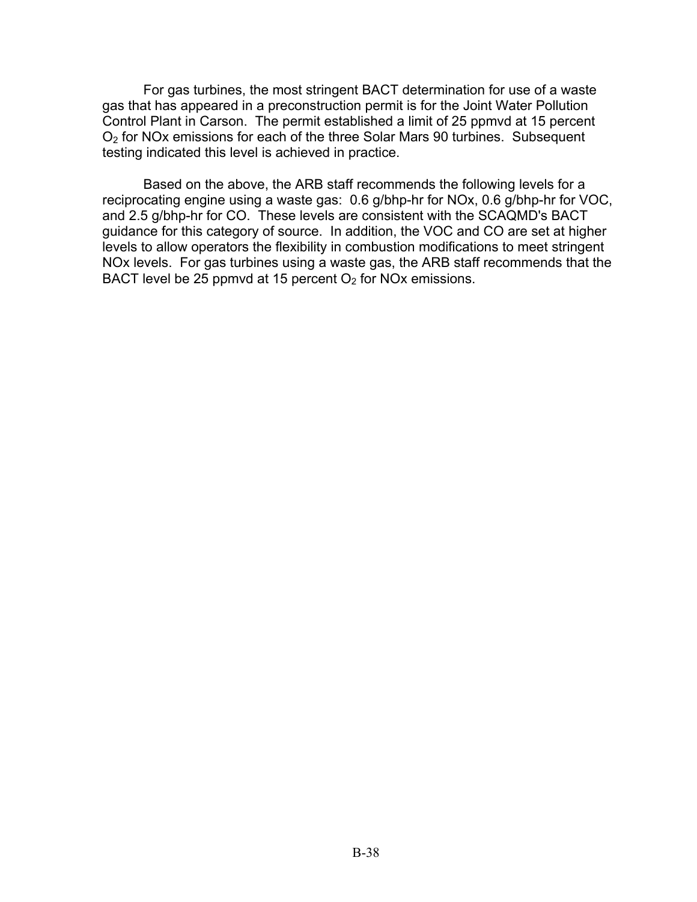For gas turbines, the most stringent BACT determination for use of a waste gas that has appeared in a preconstruction permit is for the Joint Water Pollution Control Plant in Carson. The permit established a limit of 25 ppmvd at 15 percent $O_2$ for NOx emissions for each of the three Solar Mars 90 turbines. Subsequent testing indicated this level is achieved in practice.

Based on the above, the ARB staff recommends the following levels for a reciprocating engine using a waste gas: 0.6 g/bhp-hr for NOx, 0.6 g/bhp-hr for VOC, and 2.5 g/bhp-hr for CO. These levels are consistent with the SCAQMD's BACT guidance for this category of source. In addition, the VOC and CO are set at higher levels to allow operators the flexibility in combustion modifications to meet stringent NOx levels. For gas turbines using a waste gas, the ARB staff recommends that the BACT level be 25 ppmvd at 15 percent $O_2$ for NOx emissions.